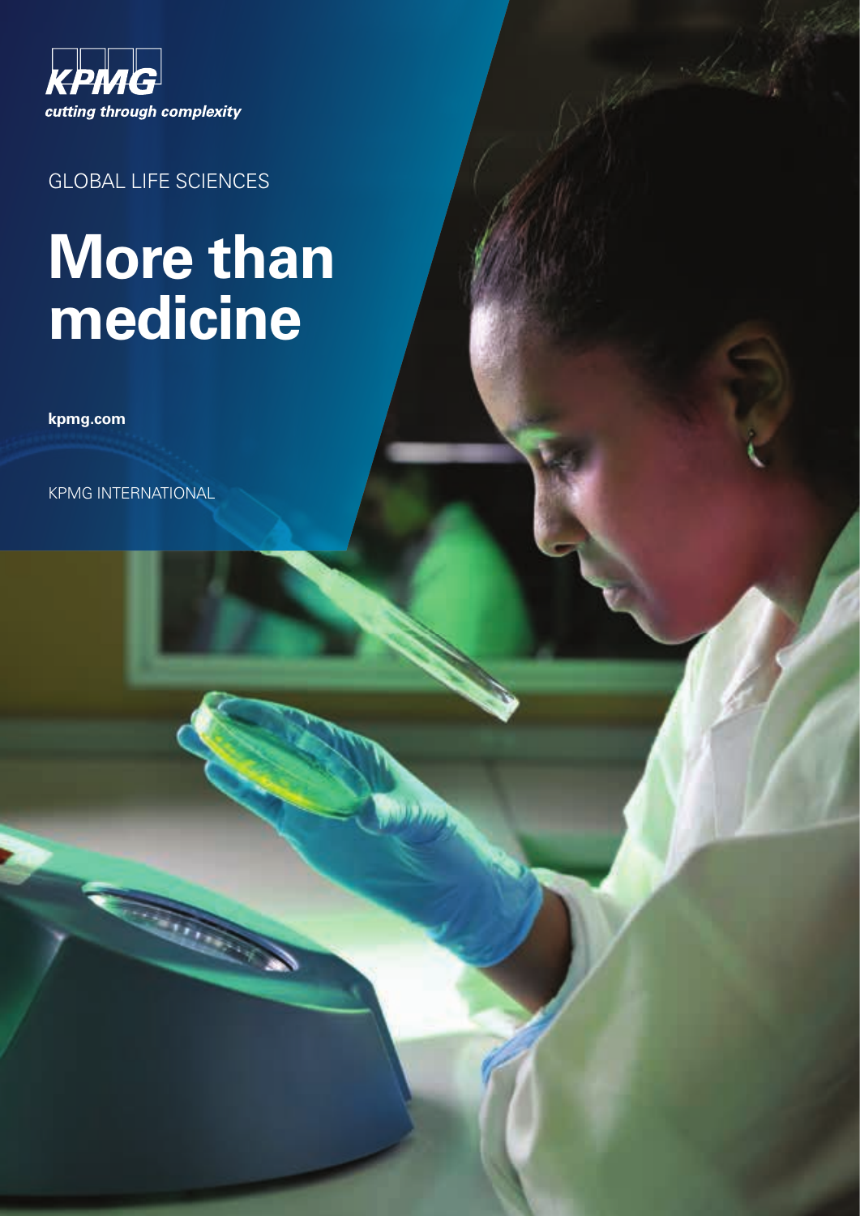KPMG

cutting through complexity

GLOBAL LIFE SCIENCES

# More than medicine

**kpmg.com**

KPMG INTERNATIONAL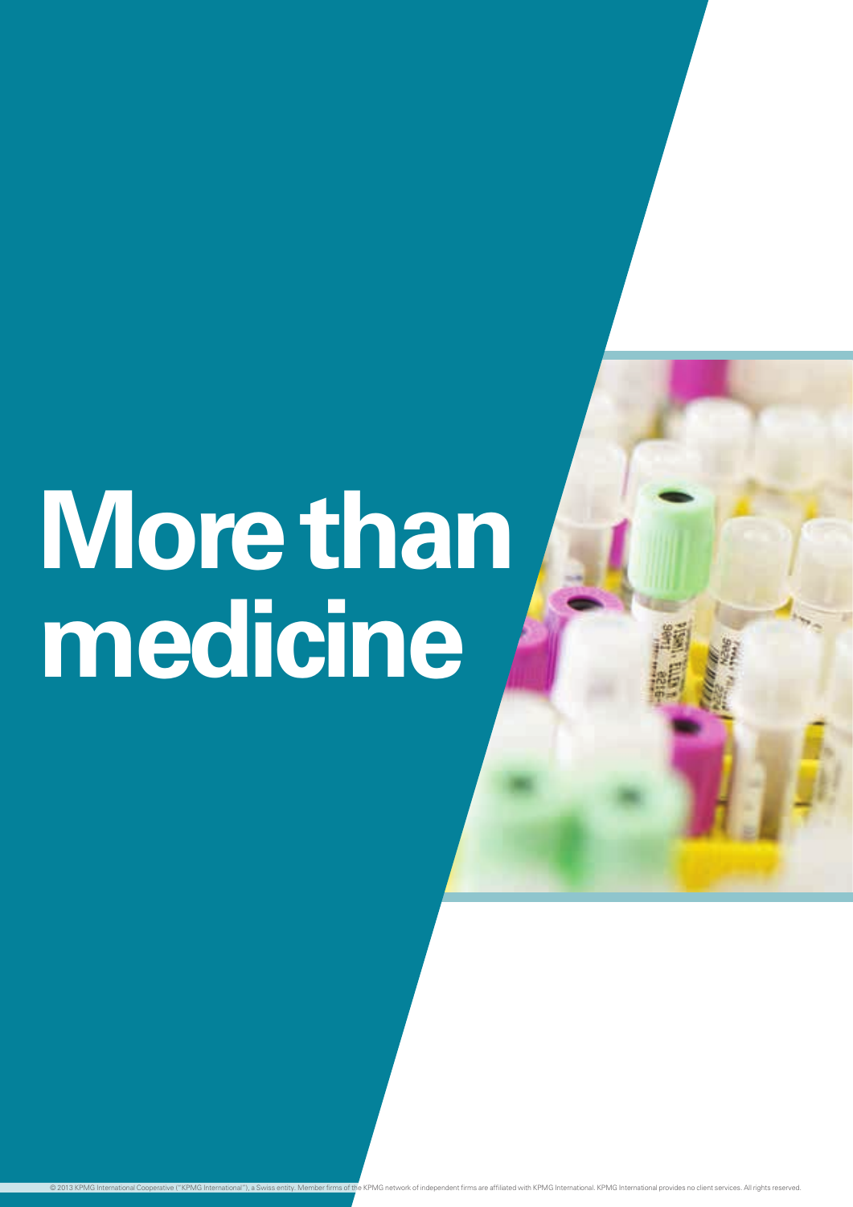# More than medicine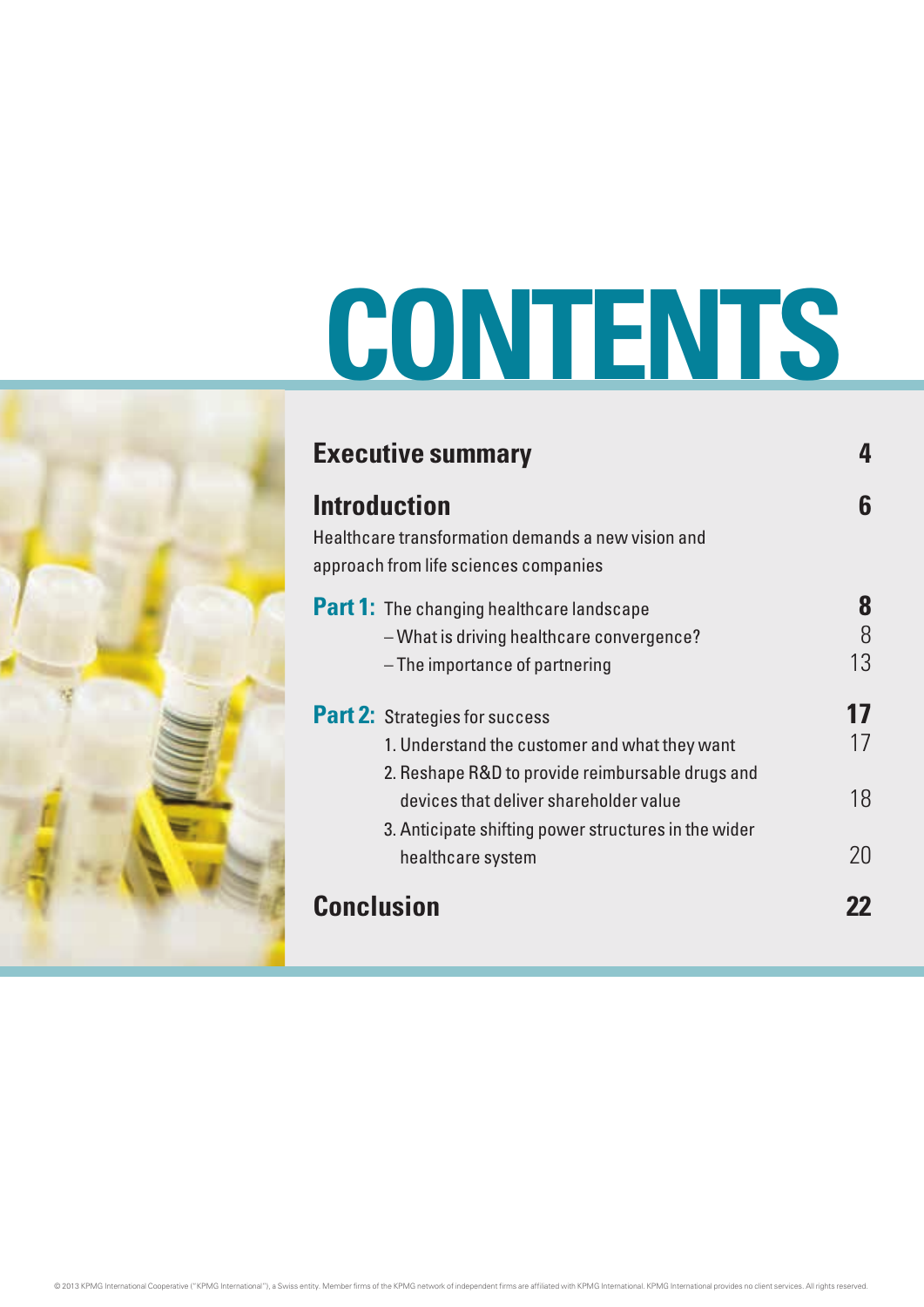# CONTENTS

| | |
|---|---|
| **Executive summary** | **4** |
| **Introduction** | **6** |
| Healthcare transformation demands a new vision and approach from life sciences companies | |
| **Part 1:** The changing healthcare landscape | **8** |
| – What is driving healthcare convergence? | 8 |
| – The importance of partnering | 13 |
| **Part 2:** Strategies for success | **17** |
| 1. Understand the customer and what they want | 17 |
| 2. Reshape R&D to provide reimbursable drugs and devices that deliver shareholder value | 18 |
| 3. Anticipate shifting power structures in the wider healthcare system | 20 |
| **Conclusion** | **22** |

© 2013 KPMG International Cooperative ("KPMG International"), a Swiss entity. Member firms of the KPMG network of independent firms are affiliated with KPMG International. KPMG International provides no client services. All rights reserved.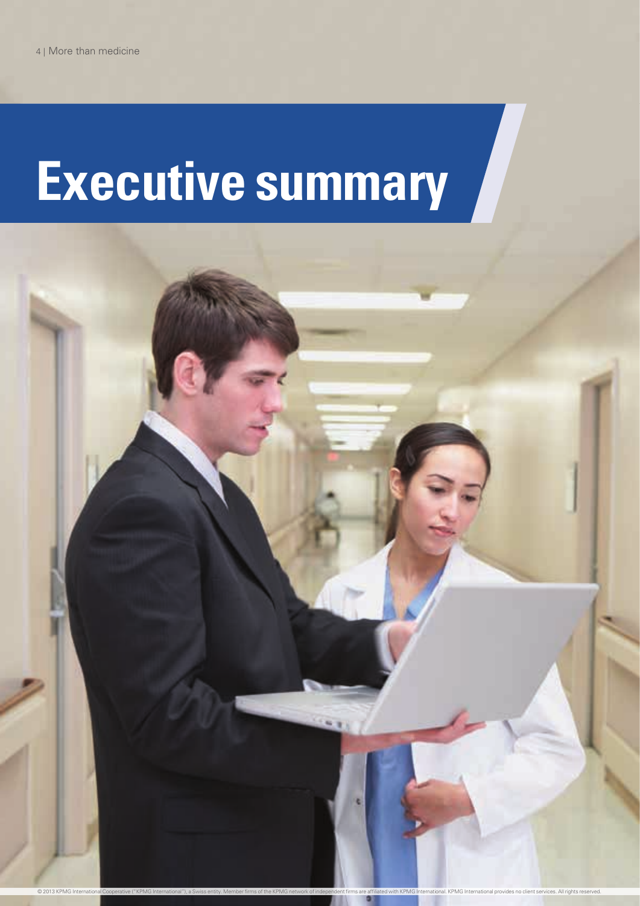# Executive summary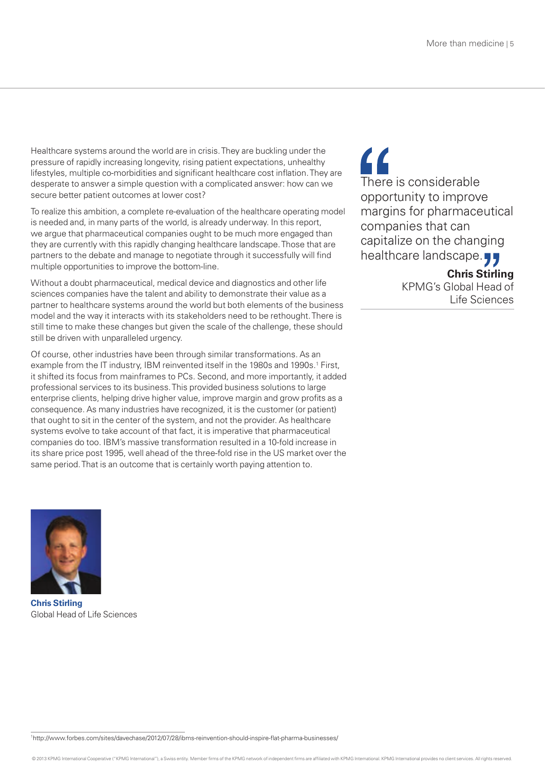Healthcare systems around the world are in crisis. They are buckling under the pressure of rapidly increasing longevity, rising patient expectations, unhealthy lifestyles, multiple co-morbidities and significant healthcare cost inflation. They are desperate to answer a simple question with a complicated answer: how can we secure better patient outcomes at lower cost?

To realize this ambition, a complete re-evaluation of the healthcare operating model is needed and, in many parts of the world, is already underway. In this report, we argue that pharmaceutical companies ought to be much more engaged than they are currently with this rapidly changing healthcare landscape. Those that are partners to the debate and manage to negotiate through it successfully will find multiple opportunities to improve the bottom-line.

Without a doubt pharmaceutical, medical device and diagnostics and other life sciences companies have the talent and ability to demonstrate their value as a partner to healthcare systems around the world but both elements of the business model and the way it interacts with its stakeholders need to be rethought. There is still time to make these changes but given the scale of the challenge, these should still be driven with unparalleled urgency.

Of course, other industries have been through similar transformations. As an example from the IT industry, IBM reinvented itself in the 1980s and 1990s.[1] First, it shifted its focus from mainframes to PCs. Second, and more importantly, it added professional services to its business. This provided business solutions to large enterprise clients, helping drive higher value, improve margin and grow profits as a consequence. As many industries have recognized, it is the customer (or patient) that ought to sit in the center of the system, and not the provider. As healthcare systems evolve to take account of that fact, it is imperative that pharmaceutical companies do too. IBM's massive transformation resulted in a 10-fold increase in its share price post 1995, well ahead of the three-fold rise in the US market over the same period. That is an outcome that is certainly worth paying attention to.

> "There is considerable opportunity to improve margins for pharmaceutical companies that can capitalize on the changing healthcare landscape."
>
> **Chris Stirling**
> KPMG's Global Head of Life Sciences

**Chris Stirling**
Global Head of Life Sciences

[1] http://www.forbes.com/sites/davechase/2012/07/28/ibms-reinvention-should-inspire-flat-pharma-businesses/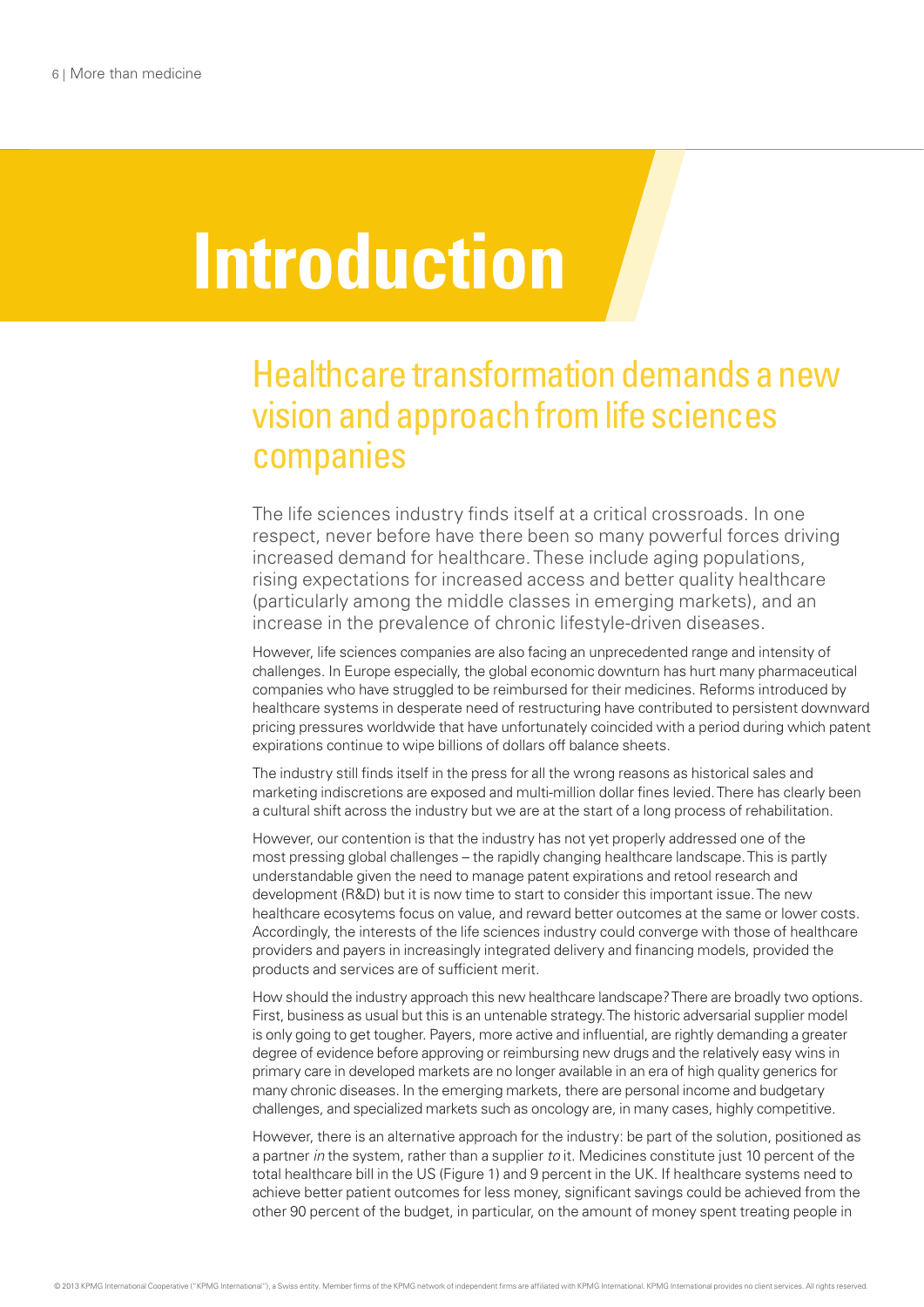# Introduction

## Healthcare transformation demands a new vision and approach from life sciences companies

The life sciences industry finds itself at a critical crossroads. In one respect, never before have there been so many powerful forces driving increased demand for healthcare. These include aging populations, rising expectations for increased access and better quality healthcare (particularly among the middle classes in emerging markets), and an increase in the prevalence of chronic lifestyle-driven diseases.

However, life sciences companies are also facing an unprecedented range and intensity of challenges. In Europe especially, the global economic downturn has hurt many pharmaceutical companies who have struggled to be reimbursed for their medicines. Reforms introduced by healthcare systems in desperate need of restructuring have contributed to persistent downward pricing pressures worldwide that have unfortunately coincided with a period during which patent expirations continue to wipe billions of dollars off balance sheets.

The industry still finds itself in the press for all the wrong reasons as historical sales and marketing indiscretions are exposed and multi-million dollar fines levied. There has clearly been a cultural shift across the industry but we are at the start of a long process of rehabilitation.

However, our contention is that the industry has not yet properly addressed one of the most pressing global challenges – the rapidly changing healthcare landscape. This is partly understandable given the need to manage patent expirations and retool research and development (R&D) but it is now time to start to consider this important issue. The new healthcare ecosytems focus on value, and reward better outcomes at the same or lower costs. Accordingly, the interests of the life sciences industry could converge with those of healthcare providers and payers in increasingly integrated delivery and financing models, provided the products and services are of sufficient merit.

How should the industry approach this new healthcare landscape? There are broadly two options. First, business as usual but this is an untenable strategy. The historic adversarial supplier model is only going to get tougher. Payers, more active and influential, are rightly demanding a greater degree of evidence before approving or reimbursing new drugs and the relatively easy wins in primary care in developed markets are no longer available in an era of high quality generics for many chronic diseases. In the emerging markets, there are personal income and budgetary challenges, and specialized markets such as oncology are, in many cases, highly competitive.

However, there is an alternative approach for the industry: be part of the solution, positioned as a partner *in* the system, rather than a supplier *to* it. Medicines constitute just 10 percent of the total healthcare bill in the US (Figure 1) and 9 percent in the UK. If healthcare systems need to achieve better patient outcomes for less money, significant savings could be achieved from the other 90 percent of the budget, in particular, on the amount of money spent treating people in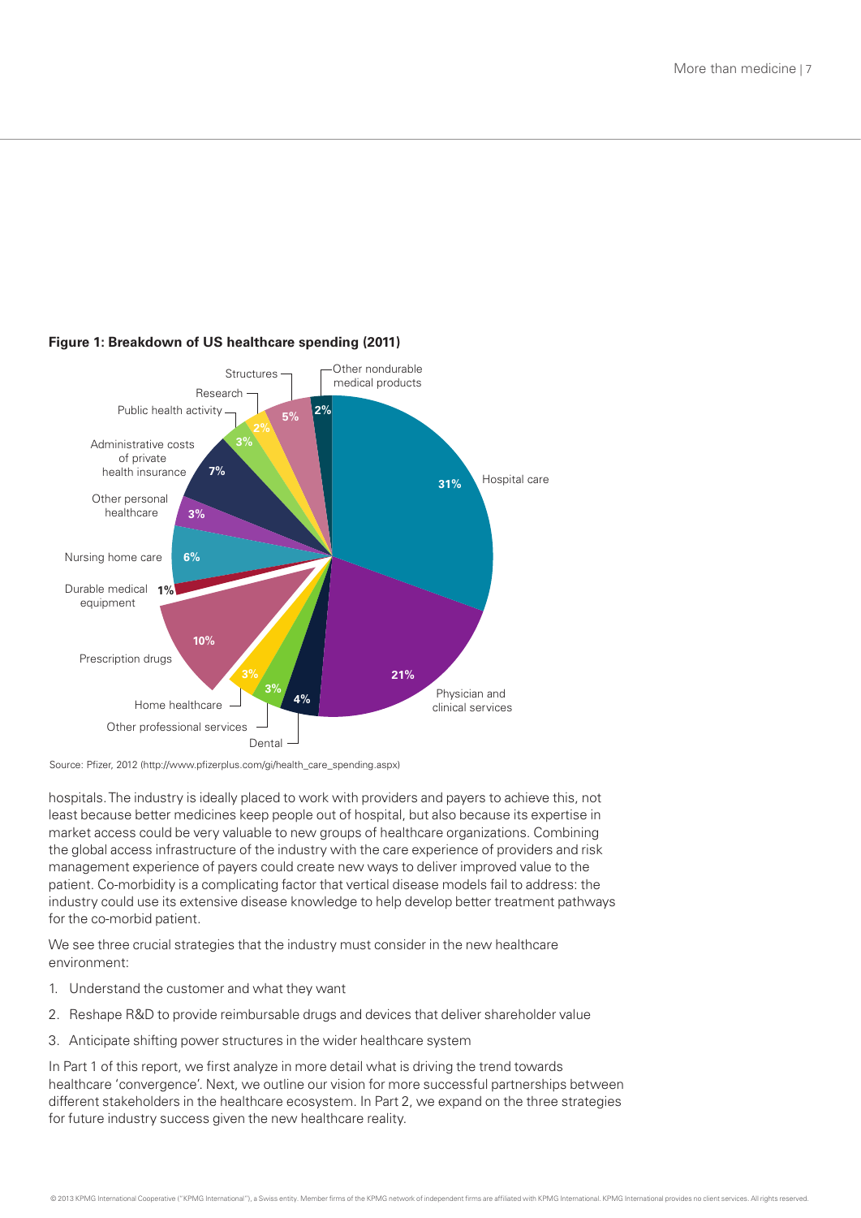**Figure 1: Breakdown of US healthcare spending (2011)**

| Category | Share |
| --- | --- |
| Hospital care | 31% |
| Physician and clinical services | 21% |
| Dental | 4% |
| Other professional services | 3% |
| Home healthcare | 3% |
| Prescription drugs | 10% |
| Durable medical equipment | 1% |
| Nursing home care | 6% |
| Other personal healthcare | 3% |
| Administrative costs of private health insurance | 7% |
| Public health activity | 3% |
| Research | 2% |
| Structures | 5% |
| Other nondurable medical products | 2% |

Source: Pfizer, 2012 (http://www.pfizerplus.com/gi/health_care_spending.aspx)

hospitals. The industry is ideally placed to work with providers and payers to achieve this, not least because better medicines keep people out of hospital, but also because its expertise in market access could be very valuable to new groups of healthcare organizations. Combining the global access infrastructure of the industry with the care experience of providers and risk management experience of payers could create new ways to deliver improved value to the patient. Co-morbidity is a complicating factor that vertical disease models fail to address: the industry could use its extensive disease knowledge to help develop better treatment pathways for the co-morbid patient.

We see three crucial strategies that the industry must consider in the new healthcare environment:

1. Understand the customer and what they want
2. Reshape R&D to provide reimbursable drugs and devices that deliver shareholder value
3. Anticipate shifting power structures in the wider healthcare system

In Part 1 of this report, we first analyze in more detail what is driving the trend towards healthcare 'convergence'. Next, we outline our vision for more successful partnerships between different stakeholders in the healthcare ecosystem. In Part 2, we expand on the three strategies for future industry success given the new healthcare reality.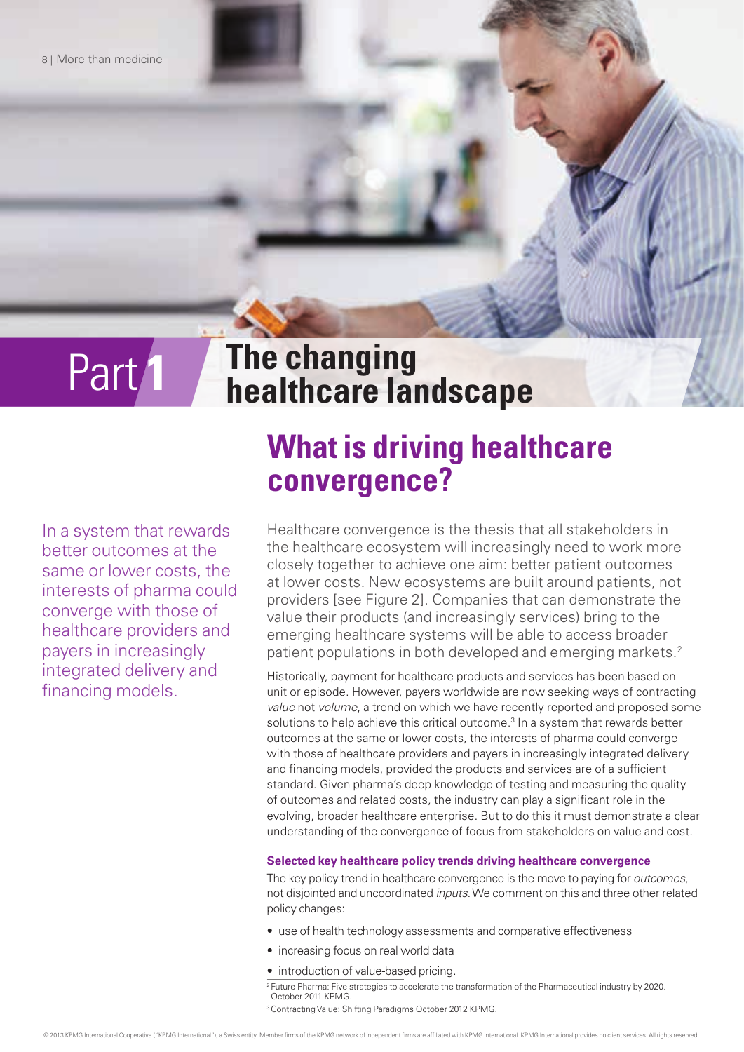# Part 1 The changing healthcare landscape

## What is driving healthcare convergence?

In a system that rewards better outcomes at the same or lower costs, the interests of pharma could converge with those of healthcare providers and payers in increasingly integrated delivery and financing models.

Healthcare convergence is the thesis that all stakeholders in the healthcare ecosystem will increasingly need to work more closely together to achieve one aim: better patient outcomes at lower costs. New ecosystems are built around patients, not providers [see Figure 2]. Companies that can demonstrate the value their products (and increasingly services) bring to the emerging healthcare systems will be able to access broader patient populations in both developed and emerging markets.[2]

Historically, payment for healthcare products and services has been based on unit or episode. However, payers worldwide are now seeking ways of contracting *value* not *volume*, a trend on which we have recently reported and proposed some solutions to help achieve this critical outcome.[3] In a system that rewards better outcomes at the same or lower costs, the interests of pharma could converge with those of healthcare providers and payers in increasingly integrated delivery and financing models, provided the products and services are of a sufficient standard. Given pharma's deep knowledge of testing and measuring the quality of outcomes and related costs, the industry can play a significant role in the evolving, broader healthcare enterprise. But to do this it must demonstrate a clear understanding of the convergence of focus from stakeholders on value and cost.

### Selected key healthcare policy trends driving healthcare convergence

The key policy trend in healthcare convergence is the move to paying for *outcomes*, not disjointed and uncoordinated *inputs*. We comment on this and three other related policy changes:

- use of health technology assessments and comparative effectiveness
- increasing focus on real world data
- introduction of value-based pricing.

[2] Future Pharma: Five strategies to accelerate the transformation of the Pharmaceutical industry by 2020. October 2011 KPMG.

[3] Contracting Value: Shifting Paradigms October 2012 KPMG.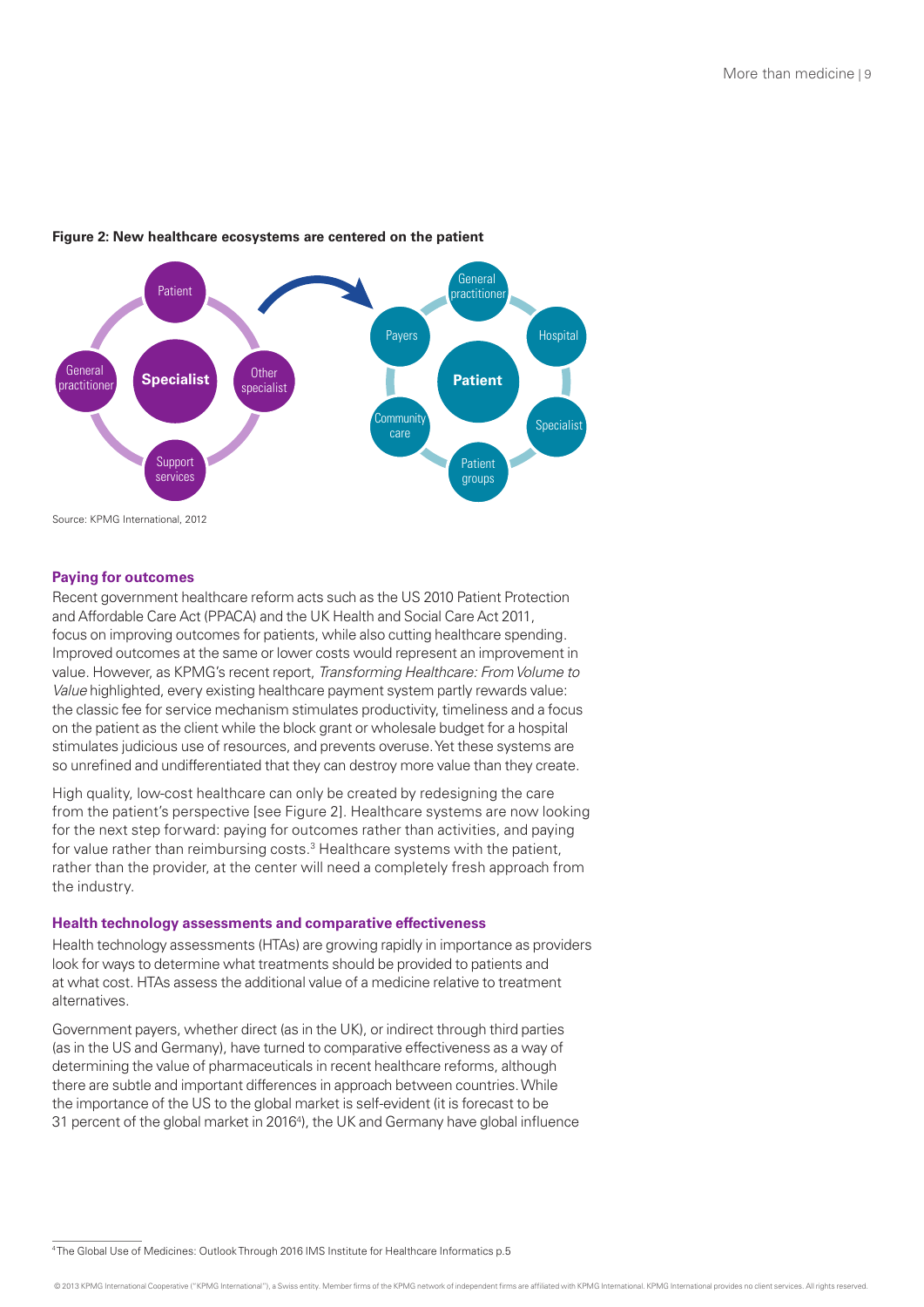**Figure 2: New healthcare ecosystems are centered on the patient**

Patient
General practitioner
Specialist
Other specialist
Support services

General practitioner
Payers
Hospital
Patient
Community care
Specialist
Patient groups

Source: KPMG International, 2012

### Paying for outcomes

Recent government healthcare reform acts such as the US 2010 Patient Protection and Affordable Care Act (PPACA) and the UK Health and Social Care Act 2011, focus on improving outcomes for patients, while also cutting healthcare spending. Improved outcomes at the same or lower costs would represent an improvement in value. However, as KPMG's recent report, *Transforming Healthcare: From Volume to Value* highlighted, every existing healthcare payment system partly rewards value: the classic fee for service mechanism stimulates productivity, timeliness and a focus on the patient as the client while the block grant or wholesale budget for a hospital stimulates judicious use of resources, and prevents overuse. Yet these systems are so unrefined and undifferentiated that they can destroy more value than they create.

High quality, low-cost healthcare can only be created by redesigning the care from the patient's perspective [see Figure 2]. Healthcare systems are now looking for the next step forward: paying for outcomes rather than activities, and paying for value rather than reimbursing costs.[3] Healthcare systems with the patient, rather than the provider, at the center will need a completely fresh approach from the industry.

### Health technology assessments and comparative effectiveness

Health technology assessments (HTAs) are growing rapidly in importance as providers look for ways to determine what treatments should be provided to patients and at what cost. HTAs assess the additional value of a medicine relative to treatment alternatives.

Government payers, whether direct (as in the UK), or indirect through third parties (as in the US and Germany), have turned to comparative effectiveness as a way of determining the value of pharmaceuticals in recent healthcare reforms, although there are subtle and important differences in approach between countries. While the importance of the US to the global market is self-evident (it is forecast to be 31 percent of the global market in 2016[4]), the UK and Germany have global influence

[4] The Global Use of Medicines: Outlook Through 2016 IMS Institute for Healthcare Informatics p.5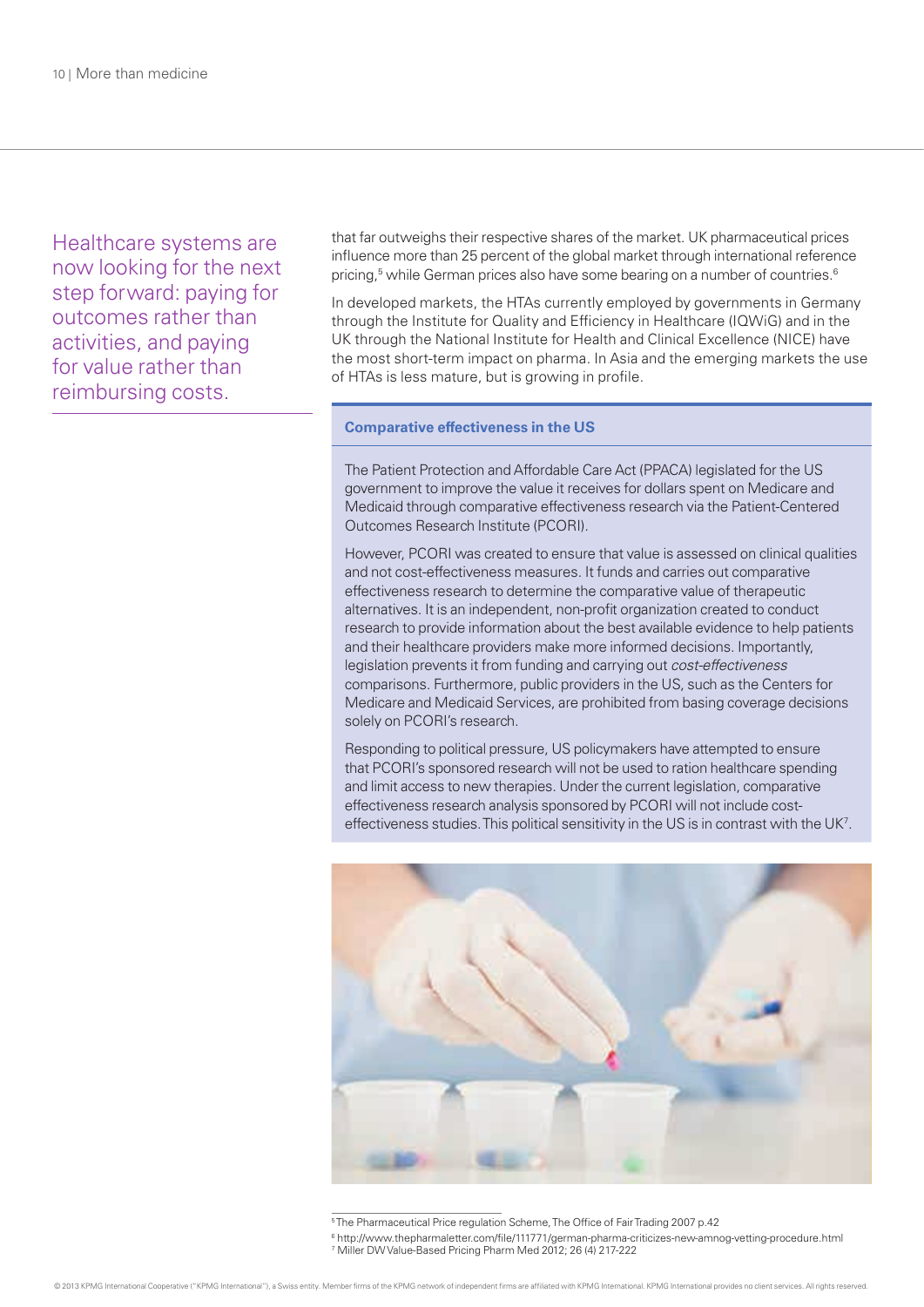Healthcare systems are now looking for the next step forward: paying for outcomes rather than activities, and paying for value rather than reimbursing costs.

that far outweighs their respective shares of the market. UK pharmaceutical prices influence more than 25 percent of the global market through international reference pricing,[5] while German prices also have some bearing on a number of countries.[6]

In developed markets, the HTAs currently employed by governments in Germany through the Institute for Quality and Efficiency in Healthcare (IQWiG) and in the UK through the National Institute for Health and Clinical Excellence (NICE) have the most short-term impact on pharma. In Asia and the emerging markets the use of HTAs is less mature, but is growing in profile.

### Comparative effectiveness in the US

The Patient Protection and Affordable Care Act (PPACA) legislated for the US government to improve the value it receives for dollars spent on Medicare and Medicaid through comparative effectiveness research via the Patient-Centered Outcomes Research Institute (PCORI).

However, PCORI was created to ensure that value is assessed on clinical qualities and not cost-effectiveness measures. It funds and carries out comparative effectiveness research to determine the comparative value of therapeutic alternatives. It is an independent, non-profit organization created to conduct research to provide information about the best available evidence to help patients and their healthcare providers make more informed decisions. Importantly, legislation prevents it from funding and carrying out *cost-effectiveness* comparisons. Furthermore, public providers in the US, such as the Centers for Medicare and Medicaid Services, are prohibited from basing coverage decisions solely on PCORI's research.

Responding to political pressure, US policymakers have attempted to ensure that PCORI's sponsored research will not be used to ration healthcare spending and limit access to new therapies. Under the current legislation, comparative effectiveness research analysis sponsored by PCORI will not include cost-effectiveness studies. This political sensitivity in the US is in contrast with the UK[7].

[5] The Pharmaceutical Price regulation Scheme, The Office of Fair Trading 2007 p.42

[6] http://www.thepharmaletter.com/file/111771/german-pharma-criticizes-new-amnog-vetting-procedure.html

[7] Miller DW Value-Based Pricing Pharm Med 2012; 26 (4) 217-222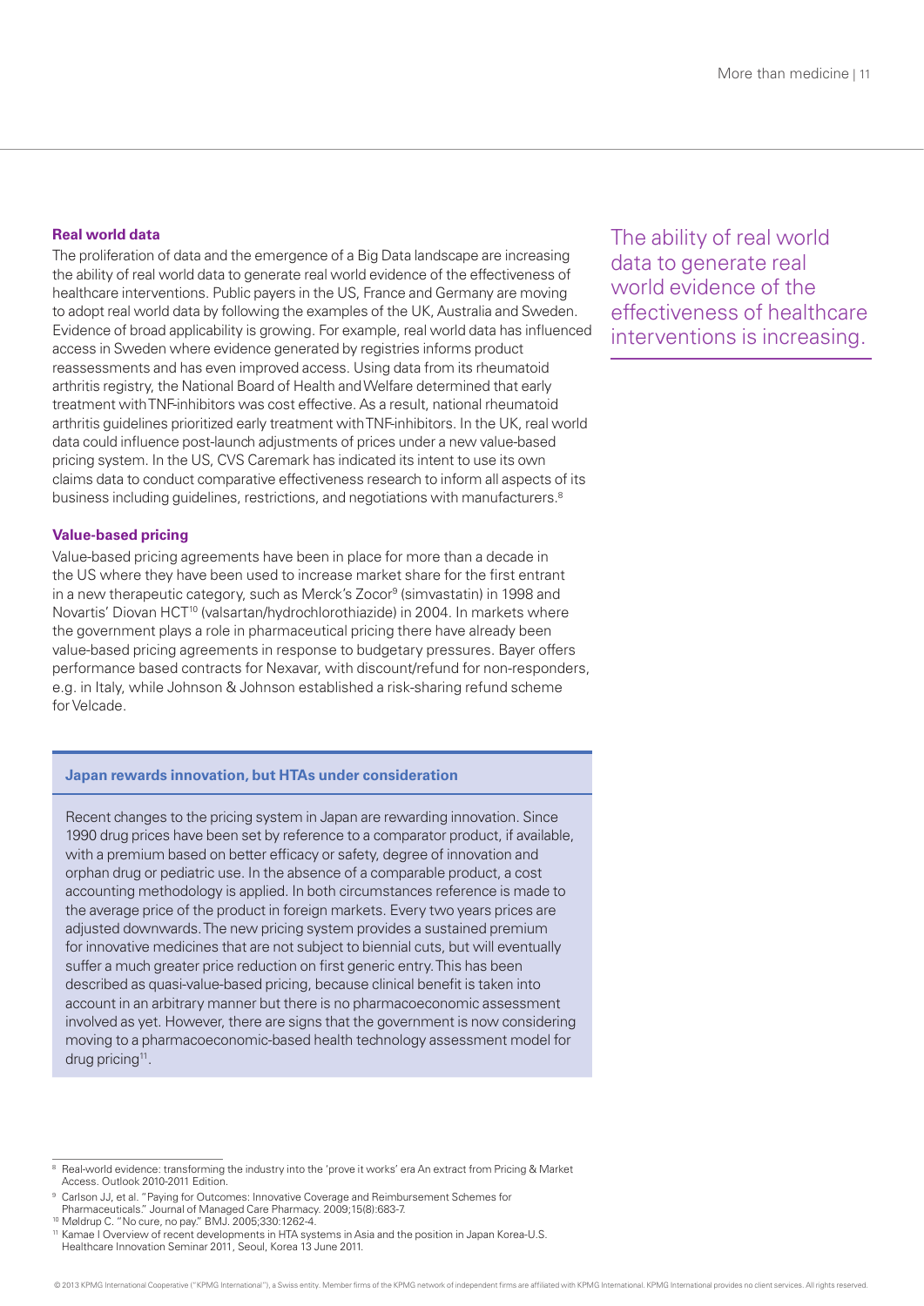### Real world data

The proliferation of data and the emergence of a Big Data landscape are increasing the ability of real world data to generate real world evidence of the effectiveness of healthcare interventions. Public payers in the US, France and Germany are moving to adopt real world data by following the examples of the UK, Australia and Sweden. Evidence of broad applicability is growing. For example, real world data has influenced access in Sweden where evidence generated by registries informs product reassessments and has even improved access. Using data from its rheumatoid arthritis registry, the National Board of Health and Welfare determined that early treatment with TNF-inhibitors was cost effective. As a result, national rheumatoid arthritis guidelines prioritized early treatment with TNF-inhibitors. In the UK, real world data could influence post-launch adjustments of prices under a new value-based pricing system. In the US, CVS Caremark has indicated its intent to use its own claims data to conduct comparative effectiveness research to inform all aspects of its business including guidelines, restrictions, and negotiations with manufacturers.[8]

The ability of real world data to generate real world evidence of the effectiveness of healthcare interventions is increasing.

### Value-based pricing

Value-based pricing agreements have been in place for more than a decade in the US where they have been used to increase market share for the first entrant in a new therapeutic category, such as Merck's Zocor[9] (simvastatin) in 1998 and Novartis' Diovan HCT[10] (valsartan/hydrochlorothiazide) in 2004. In markets where the government plays a role in pharmaceutical pricing there have already been value-based pricing agreements in response to budgetary pressures. Bayer offers performance based contracts for Nexavar, with discount/refund for non-responders, e.g. in Italy, while Johnson & Johnson established a risk-sharing refund scheme for Velcade.

#### Japan rewards innovation, but HTAs under consideration

Recent changes to the pricing system in Japan are rewarding innovation. Since 1990 drug prices have been set by reference to a comparator product, if available, with a premium based on better efficacy or safety, degree of innovation and orphan drug or pediatric use. In the absence of a comparable product, a cost accounting methodology is applied. In both circumstances reference is made to the average price of the product in foreign markets. Every two years prices are adjusted downwards. The new pricing system provides a sustained premium for innovative medicines that are not subject to biennial cuts, but will eventually suffer a much greater price reduction on first generic entry. This has been described as quasi-value-based pricing, because clinical benefit is taken into account in an arbitrary manner but there is no pharmacoeconomic assessment involved as yet. However, there are signs that the government is now considering moving to a pharmacoeconomic-based health technology assessment model for drug pricing[11].

---

[8] Real-world evidence: transforming the industry into the 'prove it works' era An extract from Pricing & Market Access. Outlook 2010-2011 Edition.

[9] Carlson JJ, et al. "Paying for Outcomes: Innovative Coverage and Reimbursement Schemes for Pharmaceuticals." Journal of Managed Care Pharmacy. 2009;15(8):683-7.

[10] Møldrup C. "No cure, no pay." BMJ. 2005;330:1262-4.

[11] Kamae I Overview of recent developments in HTA systems in Asia and the position in Japan Korea-U.S. Healthcare Innovation Seminar 2011, Seoul, Korea 13 June 2011.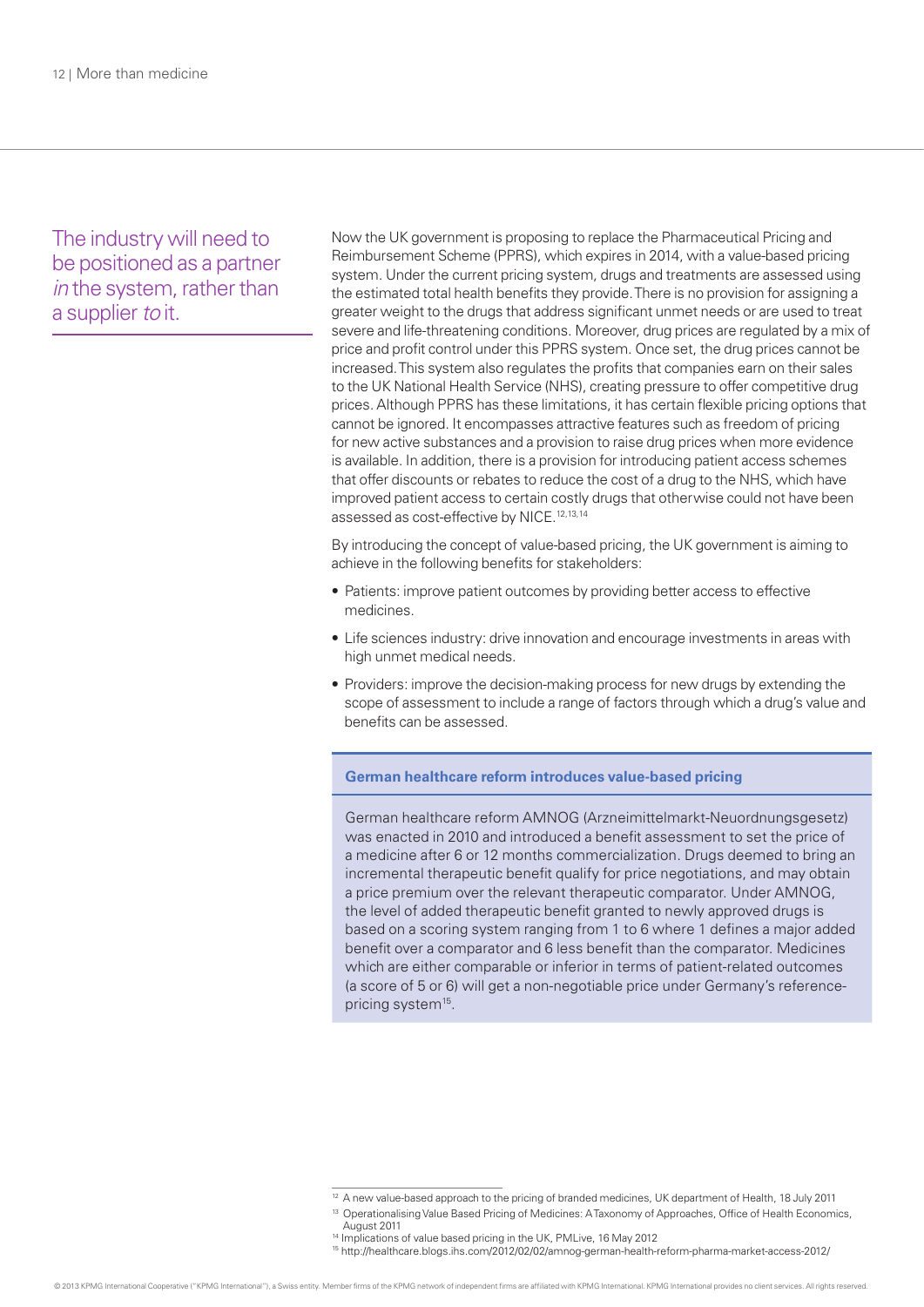The industry will need to be positioned as a partner *in* the system, rather than a supplier *to* it.

Now the UK government is proposing to replace the Pharmaceutical Pricing and Reimbursement Scheme (PPRS), which expires in 2014, with a value-based pricing system. Under the current pricing system, drugs and treatments are assessed using the estimated total health benefits they provide. There is no provision for assigning a greater weight to the drugs that address significant unmet needs or are used to treat severe and life-threatening conditions. Moreover, drug prices are regulated by a mix of price and profit control under this PPRS system. Once set, the drug prices cannot be increased. This system also regulates the profits that companies earn on their sales to the UK National Health Service (NHS), creating pressure to offer competitive drug prices. Although PPRS has these limitations, it has certain flexible pricing options that cannot be ignored. It encompasses attractive features such as freedom of pricing for new active substances and a provision to raise drug prices when more evidence is available. In addition, there is a provision for introducing patient access schemes that offer discounts or rebates to reduce the cost of a drug to the NHS, which have improved patient access to certain costly drugs that otherwise could not have been assessed as cost-effective by NICE.[12,13,14]

By introducing the concept of value-based pricing, the UK government is aiming to achieve in the following benefits for stakeholders:

- Patients: improve patient outcomes by providing better access to effective medicines.
- Life sciences industry: drive innovation and encourage investments in areas with high unmet medical needs.
- Providers: improve the decision-making process for new drugs by extending the scope of assessment to include a range of factors through which a drug's value and benefits can be assessed.

### German healthcare reform introduces value-based pricing

German healthcare reform AMNOG (Arzneimittelmarkt-Neuordnungsgesetz) was enacted in 2010 and introduced a benefit assessment to set the price of a medicine after 6 or 12 months commercialization. Drugs deemed to bring an incremental therapeutic benefit qualify for price negotiations, and may obtain a price premium over the relevant therapeutic comparator. Under AMNOG, the level of added therapeutic benefit granted to newly approved drugs is based on a scoring system ranging from 1 to 6 where 1 defines a major added benefit over a comparator and 6 less benefit than the comparator. Medicines which are either comparable or inferior in terms of patient-related outcomes (a score of 5 or 6) will get a non-negotiable price under Germany's reference-pricing system[15].

---

[12] A new value-based approach to the pricing of branded medicines, UK department of Health, 18 July 2011

[13] Operationalising Value Based Pricing of Medicines: A Taxonomy of Approaches, Office of Health Economics, August 2011

[14] Implications of value based pricing in the UK, PMLive, 16 May 2012

[15] http://healthcare.blogs.ihs.com/2012/02/02/amnog-german-health-reform-pharma-market-access-2012/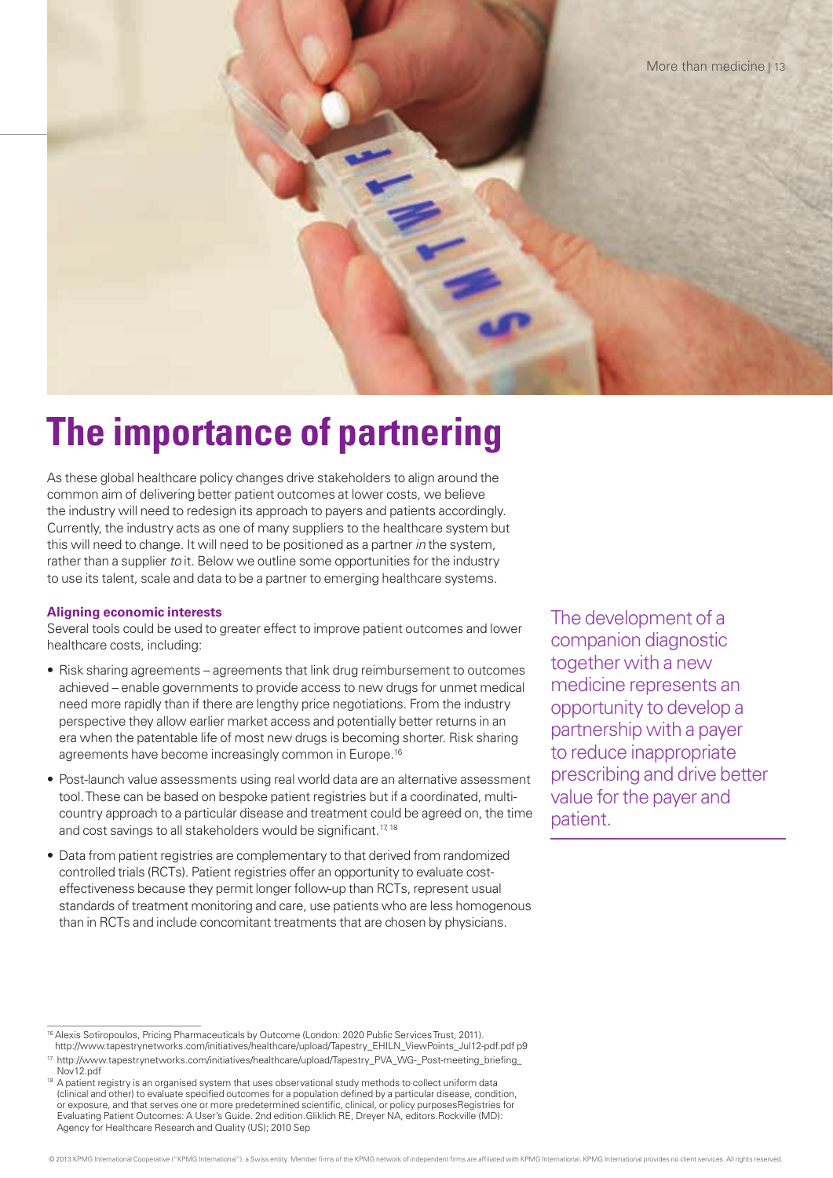# The importance of partnering

As these global healthcare policy changes drive stakeholders to align around the common aim of delivering better patient outcomes at lower costs, we believe the industry will need to redesign its approach to payers and patients accordingly. Currently, the industry acts as one of many suppliers to the healthcare system but this will need to change. It will need to be positioned as a partner *in* the system, rather than a supplier *to* it. Below we outline some opportunities for the industry to use its talent, scale and data to be a partner to emerging healthcare systems.

### Aligning economic interests

Several tools could be used to greater effect to improve patient outcomes and lower healthcare costs, including:

- Risk sharing agreements – agreements that link drug reimbursement to outcomes achieved – enable governments to provide access to new drugs for unmet medical need more rapidly than if there are lengthy price negotiations. From the industry perspective they allow earlier market access and potentially better returns in an era when the patentable life of most new drugs is becoming shorter. Risk sharing agreements have become increasingly common in Europe.[16]
- Post-launch value assessments using real world data are an alternative assessment tool. These can be based on bespoke patient registries but if a coordinated, multi-country approach to a particular disease and treatment could be agreed on, the time and cost savings to all stakeholders would be significant.[17, 18]
- Data from patient registries are complementary to that derived from randomized controlled trials (RCTs). Patient registries offer an opportunity to evaluate cost-effectiveness because they permit longer follow-up than RCTs, represent usual standards of treatment monitoring and care, use patients who are less homogenous than in RCTs and include concomitant treatments that are chosen by physicians.

The development of a companion diagnostic together with a new medicine represents an opportunity to develop a partnership with a payer to reduce inappropriate prescribing and drive better value for the payer and patient.

[16] Alexis Sotiropoulos, Pricing Pharmaceuticals by Outcome (London: 2020 Public Services Trust, 2011). http://www.tapestrynetworks.com/initiatives/healthcare/upload/Tapestry_EHILN_ViewPoints_Jul12-pdf.pdf p9

[17] http://www.tapestrynetworks.com/initiatives/healthcare/upload/Tapestry_PVA_WG-_Post-meeting_briefing_Nov12.pdf

[18] A patient registry is an organised system that uses observational study methods to collect uniform data (clinical and other) to evaluate specified outcomes for a population defined by a particular disease, condition, or exposure, and that serves one or more predetermined scientific, clinical, or policy purposesRegistries for Evaluating Patient Outcomes: A User's Guide. 2nd edition.Gliklich RE, Dreyer NA, editors.Rockville (MD): Agency for Healthcare Research and Quality (US); 2010 Sep

© 2013 KPMG International Cooperative ("KPMG International"), a Swiss entity. Member firms of the KPMG network of independent firms are affiliated with KPMG International. KPMG International provides no client services. All rights reserved.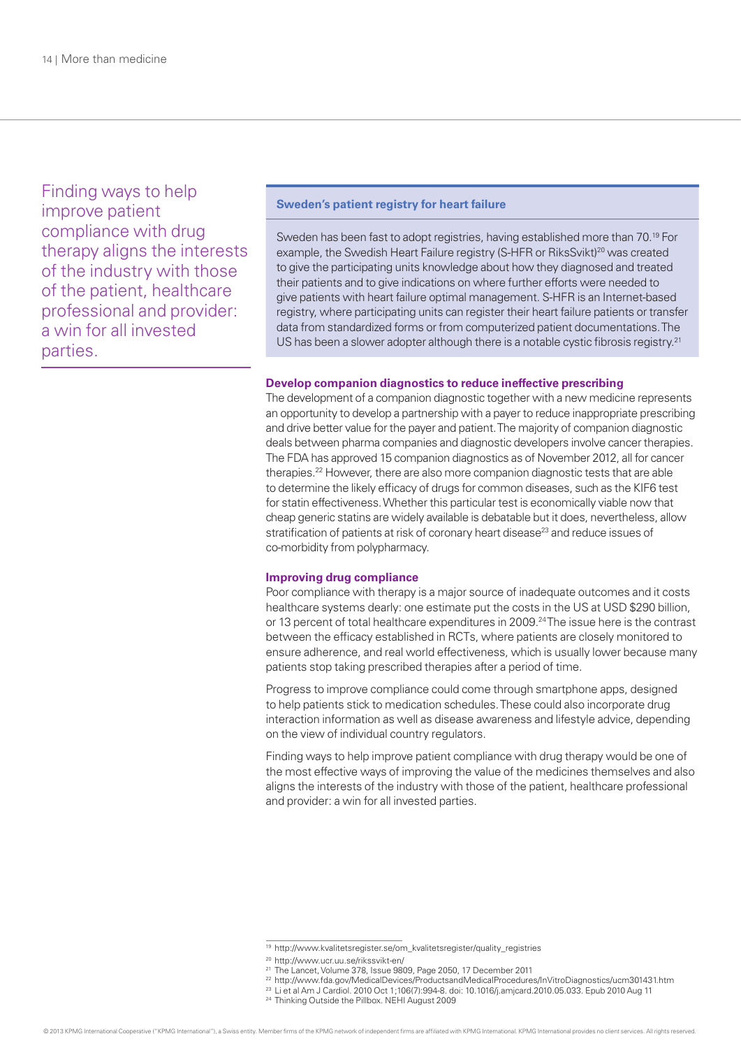Finding ways to help improve patient compliance with drug therapy aligns the interests of the industry with those of the patient, healthcare professional and provider: a win for all invested parties.

**Sweden's patient registry for heart failure**

Sweden has been fast to adopt registries, having established more than 70.[19] For example, the Swedish Heart Failure registry (S-HFR or RiksSvikt)[20] was created to give the participating units knowledge about how they diagnosed and treated their patients and to give indications on where further efforts were needed to give patients with heart failure optimal management. S-HFR is an Internet-based registry, where participating units can register their heart failure patients or transfer data from standardized forms or from computerized patient documentations. The US has been a slower adopter although there is a notable cystic fibrosis registry.[21]

### Develop companion diagnostics to reduce ineffective prescribing

The development of a companion diagnostic together with a new medicine represents an opportunity to develop a partnership with a payer to reduce inappropriate prescribing and drive better value for the payer and patient. The majority of companion diagnostic deals between pharma companies and diagnostic developers involve cancer therapies. The FDA has approved 15 companion diagnostics as of November 2012, all for cancer therapies.[22] However, there are also more companion diagnostic tests that are able to determine the likely efficacy of drugs for common diseases, such as the KIF6 test for statin effectiveness. Whether this particular test is economically viable now that cheap generic statins are widely available is debatable but it does, nevertheless, allow stratification of patients at risk of coronary heart disease[23] and reduce issues of co-morbidity from polypharmacy.

### Improving drug compliance

Poor compliance with therapy is a major source of inadequate outcomes and it costs healthcare systems dearly: one estimate put the costs in the US at USD $290 billion, or 13 percent of total healthcare expenditures in 2009.[24] The issue here is the contrast between the efficacy established in RCTs, where patients are closely monitored to ensure adherence, and real world effectiveness, which is usually lower because many patients stop taking prescribed therapies after a period of time.

Progress to improve compliance could come through smartphone apps, designed to help patients stick to medication schedules. These could also incorporate drug interaction information as well as disease awareness and lifestyle advice, depending on the view of individual country regulators.

Finding ways to help improve patient compliance with drug therapy would be one of the most effective ways of improving the value of the medicines themselves and also aligns the interests of the industry with those of the patient, healthcare professional and provider: a win for all invested parties.

---

[19] http://www.kvalitetsregister.se/om_kvalitetsregister/quality_registries

[20] http://www.ucr.uu.se/rikssvikt-en/

[21] The Lancet, Volume 378, Issue 9809, Page 2050, 17 December 2011

[22] http://www.fda.gov/MedicalDevices/ProductsandMedicalProcedures/InVitroDiagnostics/ucm301431.htm

[23] Li et al Am J Cardiol. 2010 Oct 1;106(7):994-8. doi: 10.1016/j.amjcard.2010.05.033. Epub 2010 Aug 11

[24] Thinking Outside the Pillbox. NEHI August 2009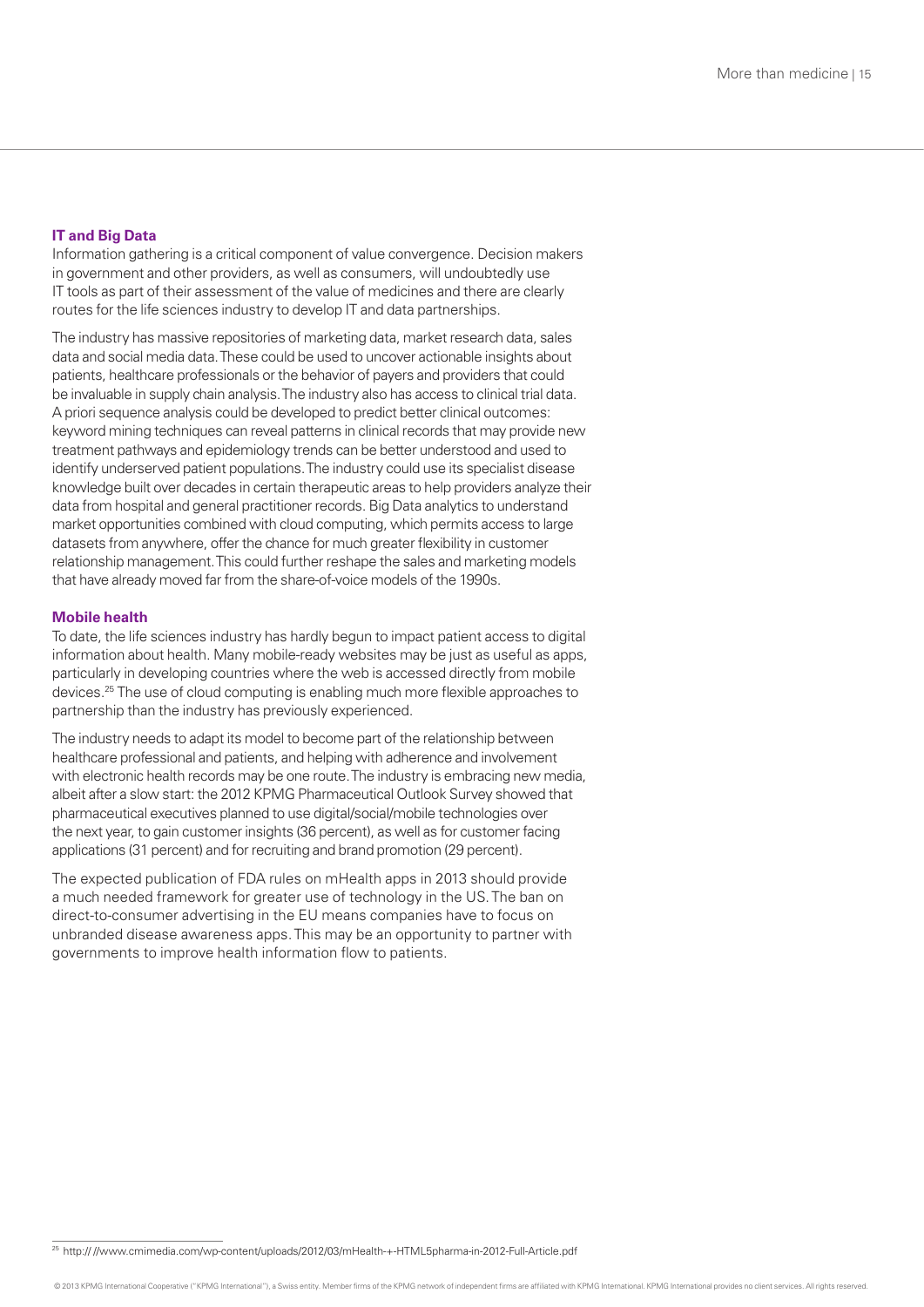## IT and Big Data

Information gathering is a critical component of value convergence. Decision makers in government and other providers, as well as consumers, will undoubtedly use IT tools as part of their assessment of the value of medicines and there are clearly routes for the life sciences industry to develop IT and data partnerships.

The industry has massive repositories of marketing data, market research data, sales data and social media data. These could be used to uncover actionable insights about patients, healthcare professionals or the behavior of payers and providers that could be invaluable in supply chain analysis. The industry also has access to clinical trial data. A priori sequence analysis could be developed to predict better clinical outcomes: keyword mining techniques can reveal patterns in clinical records that may provide new treatment pathways and epidemiology trends can be better understood and used to identify underserved patient populations. The industry could use its specialist disease knowledge built over decades in certain therapeutic areas to help providers analyze their data from hospital and general practitioner records. Big Data analytics to understand market opportunities combined with cloud computing, which permits access to large datasets from anywhere, offer the chance for much greater flexibility in customer relationship management. This could further reshape the sales and marketing models that have already moved far from the share-of-voice models of the 1990s.

## Mobile health

To date, the life sciences industry has hardly begun to impact patient access to digital information about health. Many mobile-ready websites may be just as useful as apps, particularly in developing countries where the web is accessed directly from mobile devices.[25] The use of cloud computing is enabling much more flexible approaches to partnership than the industry has previously experienced.

The industry needs to adapt its model to become part of the relationship between healthcare professional and patients, and helping with adherence and involvement with electronic health records may be one route. The industry is embracing new media, albeit after a slow start: the 2012 KPMG Pharmaceutical Outlook Survey showed that pharmaceutical executives planned to use digital/social/mobile technologies over the next year, to gain customer insights (36 percent), as well as for customer facing applications (31 percent) and for recruiting and brand promotion (29 percent).

The expected publication of FDA rules on mHealth apps in 2013 should provide a much needed framework for greater use of technology in the US. The ban on direct-to-consumer advertising in the EU means companies have to focus on unbranded disease awareness apps. This may be an opportunity to partner with governments to improve health information flow to patients.

---

[25] http:// //www.cmimedia.com/wp-content/uploads/2012/03/mHealth-+-HTML5pharma-in-2012-Full-Article.pdf

© 2013 KPMG International Cooperative ("KPMG International"), a Swiss entity. Member firms of the KPMG network of independent firms are affiliated with KPMG International. KPMG International provides no client services. All rights reserved.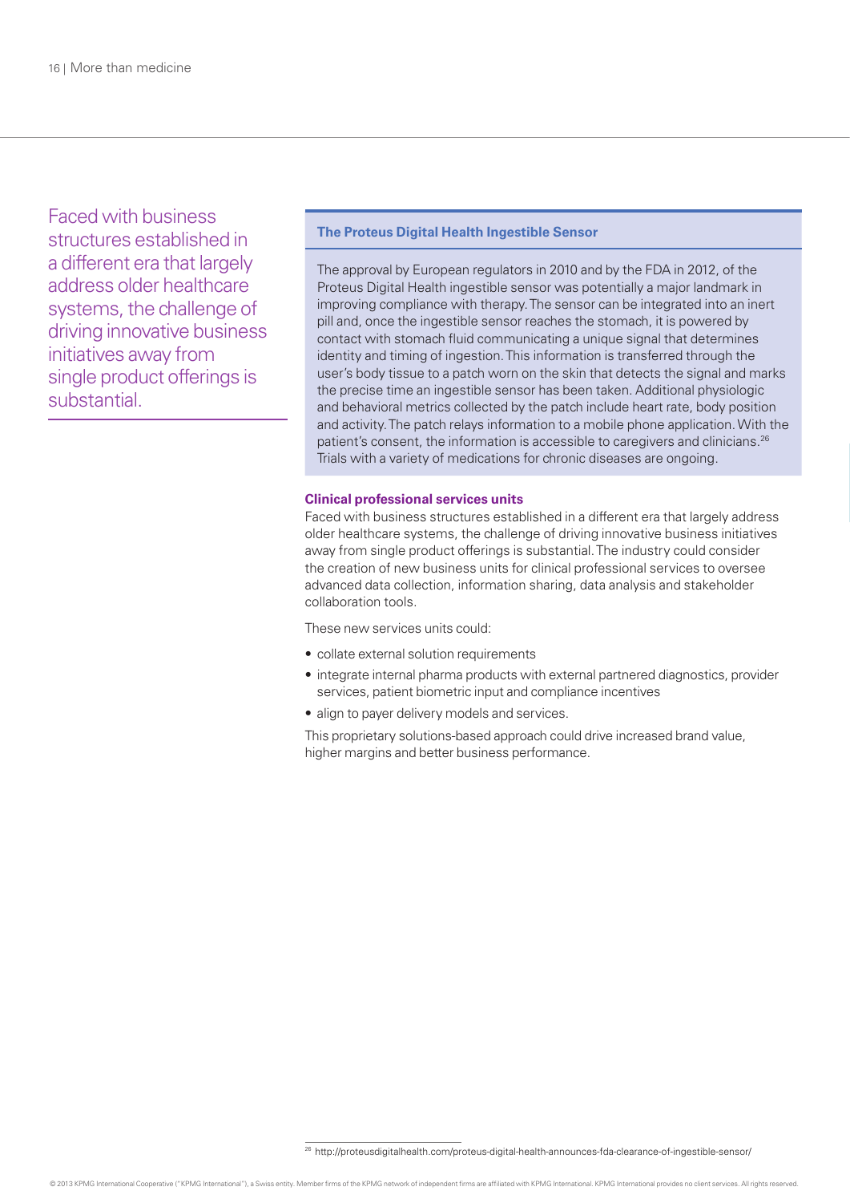Faced with business structures established in a different era that largely address older healthcare systems, the challenge of driving innovative business initiatives away from single product offerings is substantial.

### The Proteus Digital Health Ingestible Sensor

The approval by European regulators in 2010 and by the FDA in 2012, of the Proteus Digital Health ingestible sensor was potentially a major landmark in improving compliance with therapy. The sensor can be integrated into an inert pill and, once the ingestible sensor reaches the stomach, it is powered by contact with stomach fluid communicating a unique signal that determines identity and timing of ingestion. This information is transferred through the user's body tissue to a patch worn on the skin that detects the signal and marks the precise time an ingestible sensor has been taken. Additional physiologic and behavioral metrics collected by the patch include heart rate, body position and activity. The patch relays information to a mobile phone application. With the patient's consent, the information is accessible to caregivers and clinicians.[26] Trials with a variety of medications for chronic diseases are ongoing.

### Clinical professional services units

Faced with business structures established in a different era that largely address older healthcare systems, the challenge of driving innovative business initiatives away from single product offerings is substantial. The industry could consider the creation of new business units for clinical professional services to oversee advanced data collection, information sharing, data analysis and stakeholder collaboration tools.

These new services units could:

- collate external solution requirements
- integrate internal pharma products with external partnered diagnostics, provider services, patient biometric input and compliance incentives
- align to payer delivery models and services.

This proprietary solutions-based approach could drive increased brand value, higher margins and better business performance.

[26] http://proteusdigitalhealth.com/proteus-digital-health-announces-fda-clearance-of-ingestible-sensor/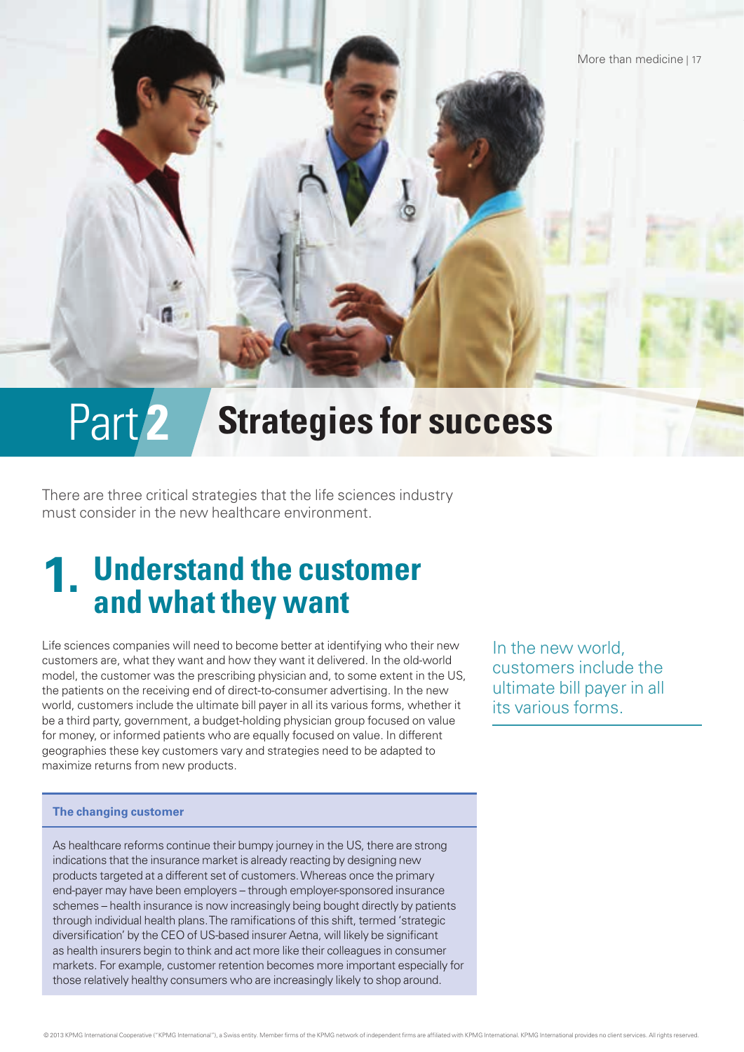# Part 2 Strategies for success

There are three critical strategies that the life sciences industry must consider in the new healthcare environment.

## 1. Understand the customer and what they want

Life sciences companies will need to become better at identifying who their new customers are, what they want and how they want it delivered. In the old-world model, the customer was the prescribing physician and, to some extent in the US, the patients on the receiving end of direct-to-consumer advertising. In the new world, customers include the ultimate bill payer in all its various forms, whether it be a third party, government, a budget-holding physician group focused on value for money, or informed patients who are equally focused on value. In different geographies these key customers vary and strategies need to be adapted to maximize returns from new products.

In the new world, customers include the ultimate bill payer in all its various forms.

**The changing customer**

As healthcare reforms continue their bumpy journey in the US, there are strong indications that the insurance market is already reacting by designing new products targeted at a different set of customers. Whereas once the primary end-payer may have been employers – through employer-sponsored insurance schemes – health insurance is now increasingly being bought directly by patients through individual health plans. The ramifications of this shift, termed 'strategic diversification' by the CEO of US-based insurer Aetna, will likely be significant as health insurers begin to think and act more like their colleagues in consumer markets. For example, customer retention becomes more important especially for those relatively healthy consumers who are increasingly likely to shop around.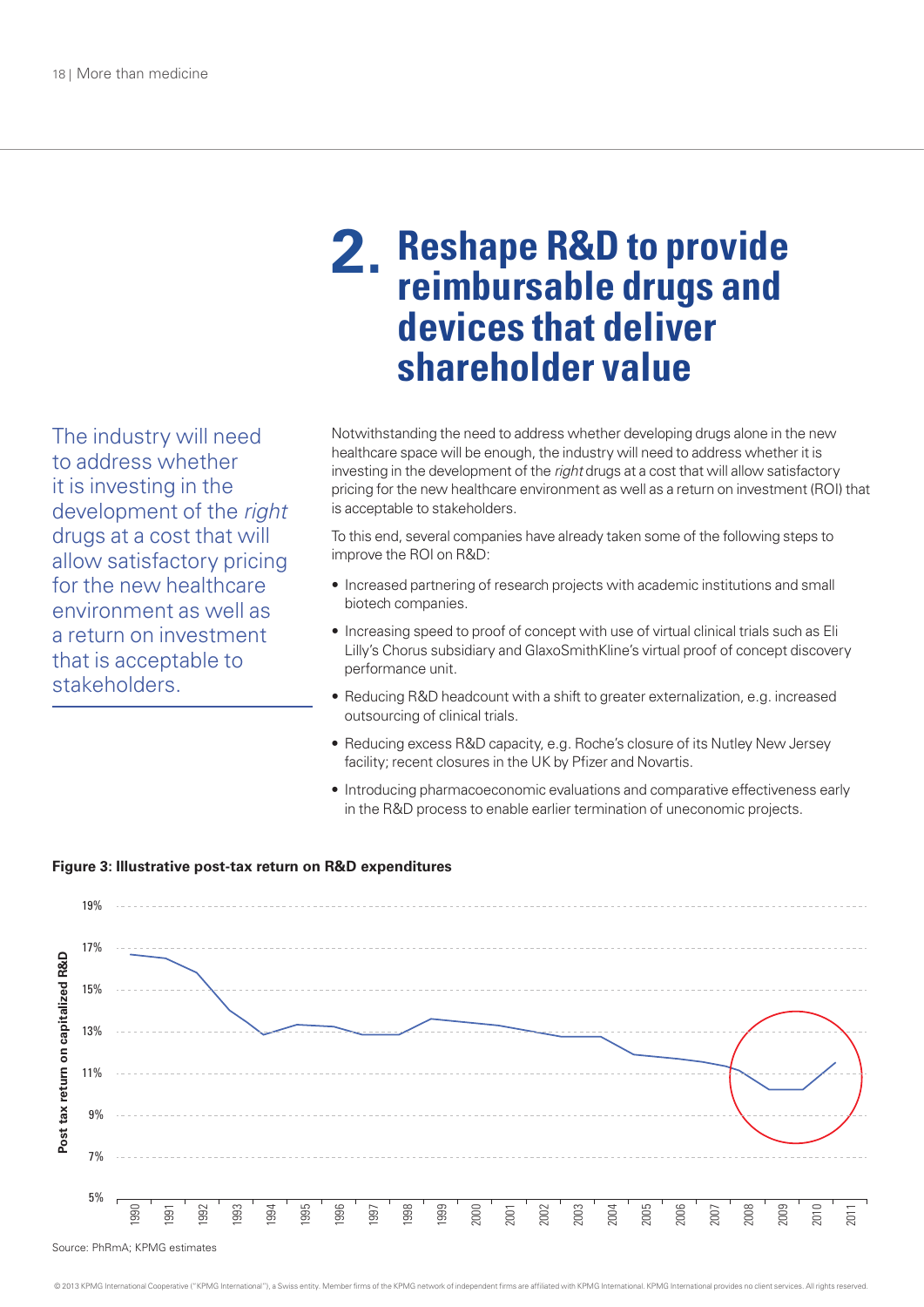# 2. Reshape R&D to provide reimbursable drugs and devices that deliver shareholder value

The industry will need to address whether it is investing in the development of the *right* drugs at a cost that will allow satisfactory pricing for the new healthcare environment as well as a return on investment that is acceptable to stakeholders.

Notwithstanding the need to address whether developing drugs alone in the new healthcare space will be enough, the industry will need to address whether it is investing in the development of the *right* drugs at a cost that will allow satisfactory pricing for the new healthcare environment as well as a return on investment (ROI) that is acceptable to stakeholders.

To this end, several companies have already taken some of the following steps to improve the ROI on R&D:

- Increased partnering of research projects with academic institutions and small biotech companies.
- Increasing speed to proof of concept with use of virtual clinical trials such as Eli Lilly's Chorus subsidiary and GlaxoSmithKline's virtual proof of concept discovery performance unit.
- Reducing R&D headcount with a shift to greater externalization, e.g. increased outsourcing of clinical trials.
- Reducing excess R&D capacity, e.g. Roche's closure of its Nutley New Jersey facility; recent closures in the UK by Pfizer and Novartis.
- Introducing pharmacoeconomic evaluations and comparative effectiveness early in the R&D process to enable earlier termination of uneconomic projects.

**Figure 3: Illustrative post-tax return on R&D expenditures**

Post tax return on capitalized R&D

19%
17%
15%
13%
11%
9%
7%
5%

1990 1991 1992 1993 1994 1995 1996 1997 1998 1999 2000 2001 2002 2003 2004 2005 2006 2007 2008 2009 2010 2011

Source: PhRmA; KPMG estimates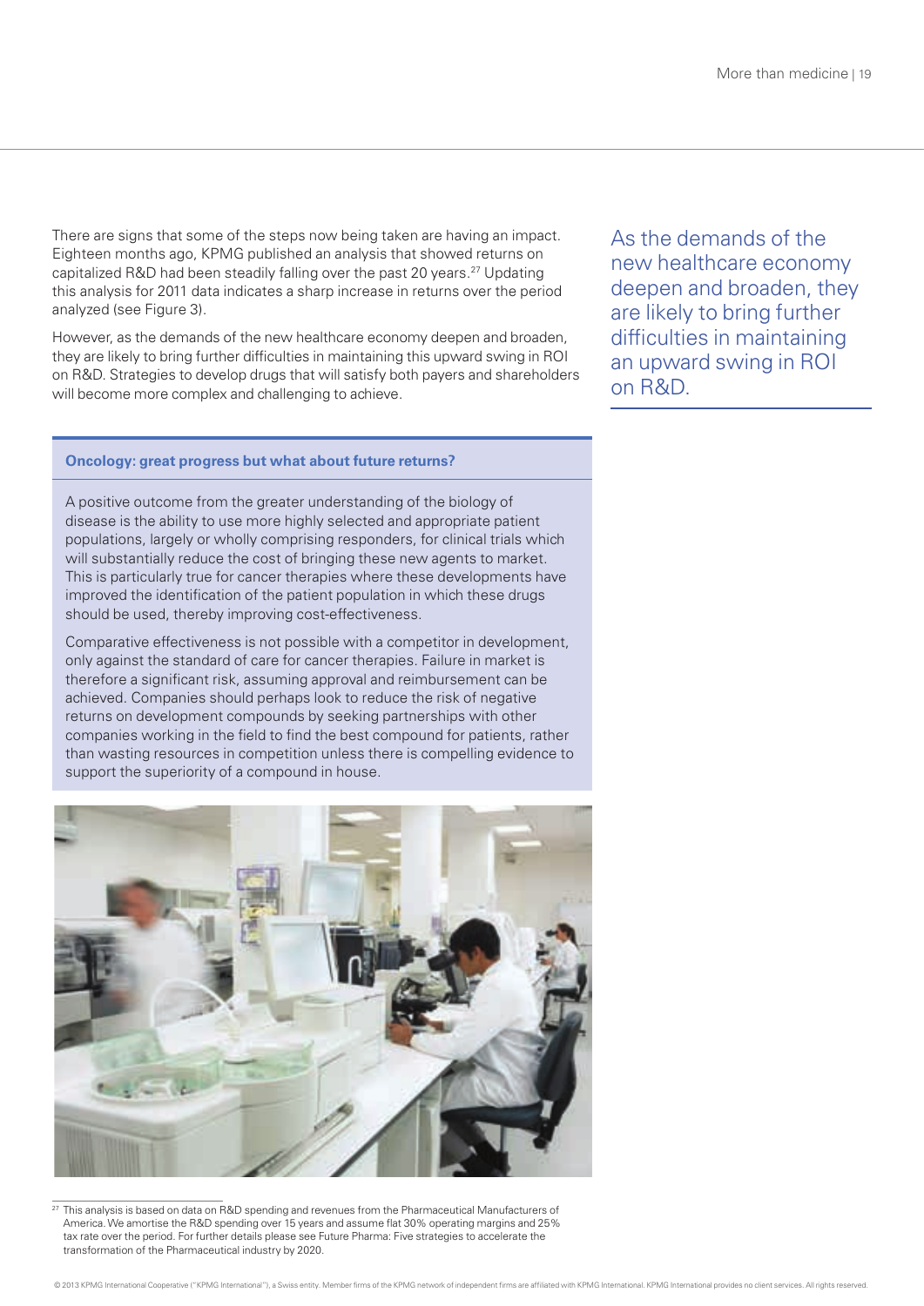There are signs that some of the steps now being taken are having an impact. Eighteen months ago, KPMG published an analysis that showed returns on capitalized R&D had been steadily falling over the past 20 years.[27] Updating this analysis for 2011 data indicates a sharp increase in returns over the period analyzed (see Figure 3).

However, as the demands of the new healthcare economy deepen and broaden, they are likely to bring further difficulties in maintaining this upward swing in ROI on R&D. Strategies to develop drugs that will satisfy both payers and shareholders will become more complex and challenging to achieve.

> As the demands of the new healthcare economy deepen and broaden, they are likely to bring further difficulties in maintaining an upward swing in ROI on R&D.

### Oncology: great progress but what about future returns?

A positive outcome from the greater understanding of the biology of disease is the ability to use more highly selected and appropriate patient populations, largely or wholly comprising responders, for clinical trials which will substantially reduce the cost of bringing these new agents to market. This is particularly true for cancer therapies where these developments have improved the identification of the patient population in which these drugs should be used, thereby improving cost-effectiveness.

Comparative effectiveness is not possible with a competitor in development, only against the standard of care for cancer therapies. Failure in market is therefore a significant risk, assuming approval and reimbursement can be achieved. Companies should perhaps look to reduce the risk of negative returns on development compounds by seeking partnerships with other companies working in the field to find the best compound for patients, rather than wasting resources in competition unless there is compelling evidence to support the superiority of a compound in house.

[27] This analysis is based on data on R&D spending and revenues from the Pharmaceutical Manufacturers of America. We amortise the R&D spending over 15 years and assume flat 30% operating margins and 25% tax rate over the period. For further details please see Future Pharma: Five strategies to accelerate the transformation of the Pharmaceutical industry by 2020.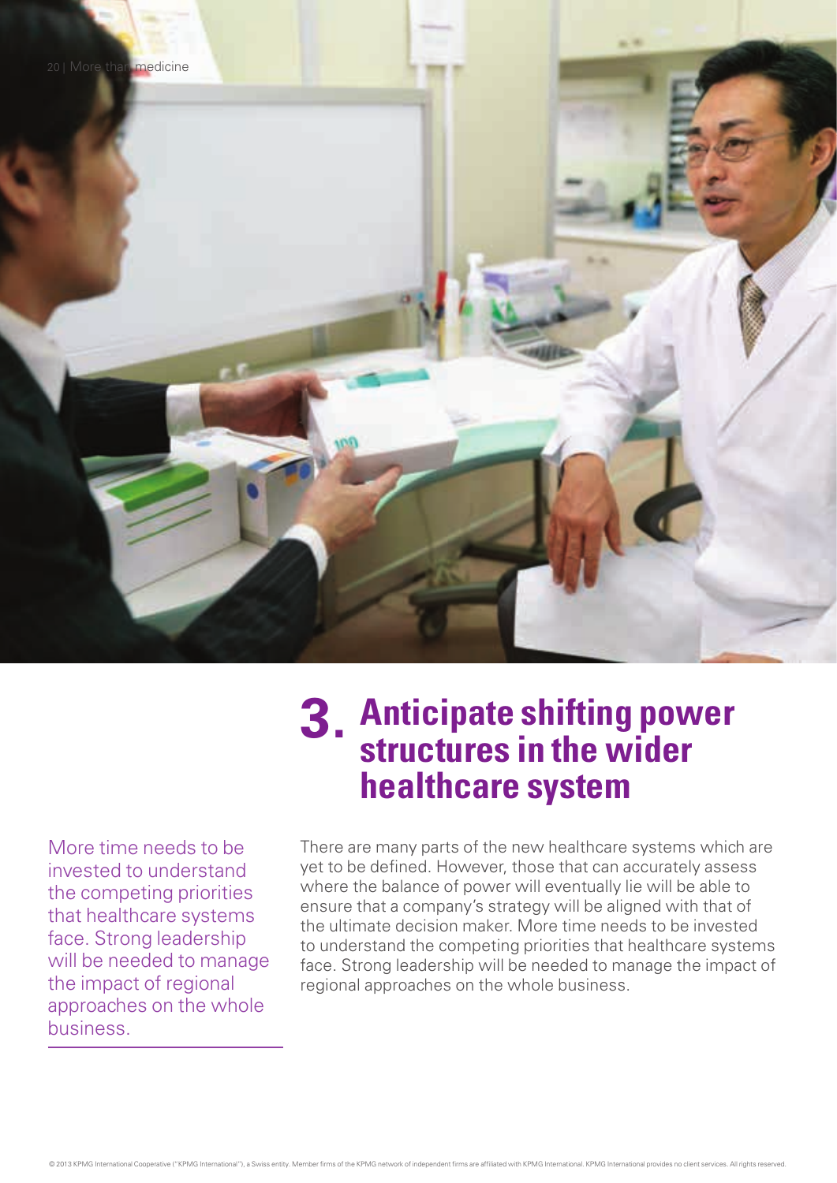## 3. Anticipate shifting power structures in the wider healthcare system

More time needs to be invested to understand the competing priorities that healthcare systems face. Strong leadership will be needed to manage the impact of regional approaches on the whole business.

There are many parts of the new healthcare systems which are yet to be defined. However, those that can accurately assess where the balance of power will eventually lie will be able to ensure that a company's strategy will be aligned with that of the ultimate decision maker. More time needs to be invested to understand the competing priorities that healthcare systems face. Strong leadership will be needed to manage the impact of regional approaches on the whole business.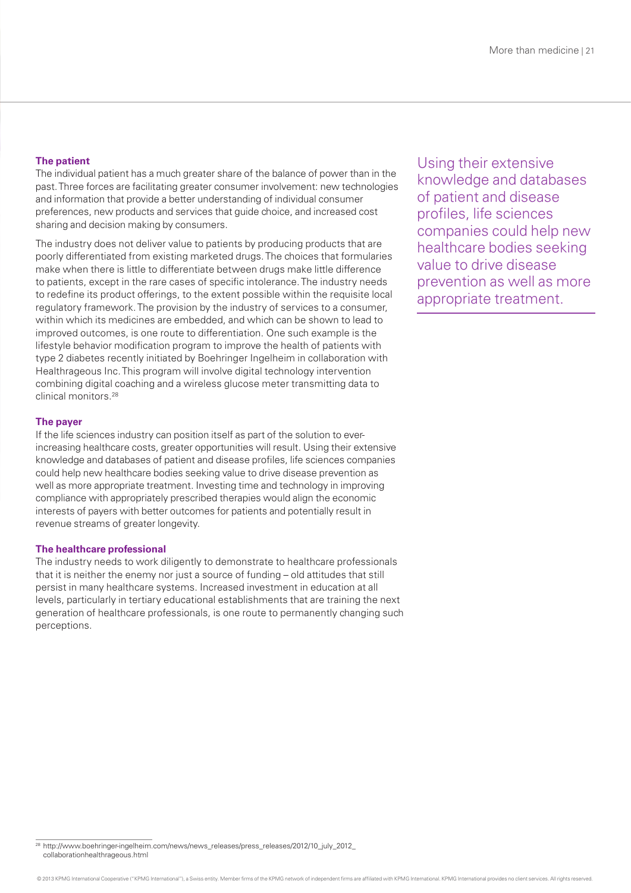### The patient

The individual patient has a much greater share of the balance of power than in the past. Three forces are facilitating greater consumer involvement: new technologies and information that provide a better understanding of individual consumer preferences, new products and services that guide choice, and increased cost sharing and decision making by consumers.

The industry does not deliver value to patients by producing products that are poorly differentiated from existing marketed drugs. The choices that formularies make when there is little to differentiate between drugs make little difference to patients, except in the rare cases of specific intolerance. The industry needs to redefine its product offerings, to the extent possible within the requisite local regulatory framework. The provision by the industry of services to a consumer, within which its medicines are embedded, and which can be shown to lead to improved outcomes, is one route to differentiation. One such example is the lifestyle behavior modification program to improve the health of patients with type 2 diabetes recently initiated by Boehringer Ingelheim in collaboration with Healthrageous Inc. This program will involve digital technology intervention combining digital coaching and a wireless glucose meter transmitting data to clinical monitors.[28]

### The payer

If the life sciences industry can position itself as part of the solution to ever-increasing healthcare costs, greater opportunities will result. Using their extensive knowledge and databases of patient and disease profiles, life sciences companies could help new healthcare bodies seeking value to drive disease prevention as well as more appropriate treatment. Investing time and technology in improving compliance with appropriately prescribed therapies would align the economic interests of payers with better outcomes for patients and potentially result in revenue streams of greater longevity.

### The healthcare professional

The industry needs to work diligently to demonstrate to healthcare professionals that it is neither the enemy nor just a source of funding – old attitudes that still persist in many healthcare systems. Increased investment in education at all levels, particularly in tertiary educational establishments that are training the next generation of healthcare professionals, is one route to permanently changing such perceptions.

> Using their extensive knowledge and databases of patient and disease profiles, life sciences companies could help new healthcare bodies seeking value to drive disease prevention as well as more appropriate treatment.

[28] http://www.boehringer-ingelheim.com/news/news_releases/press_releases/2012/10_july_2012_collaborationhealthrageous.html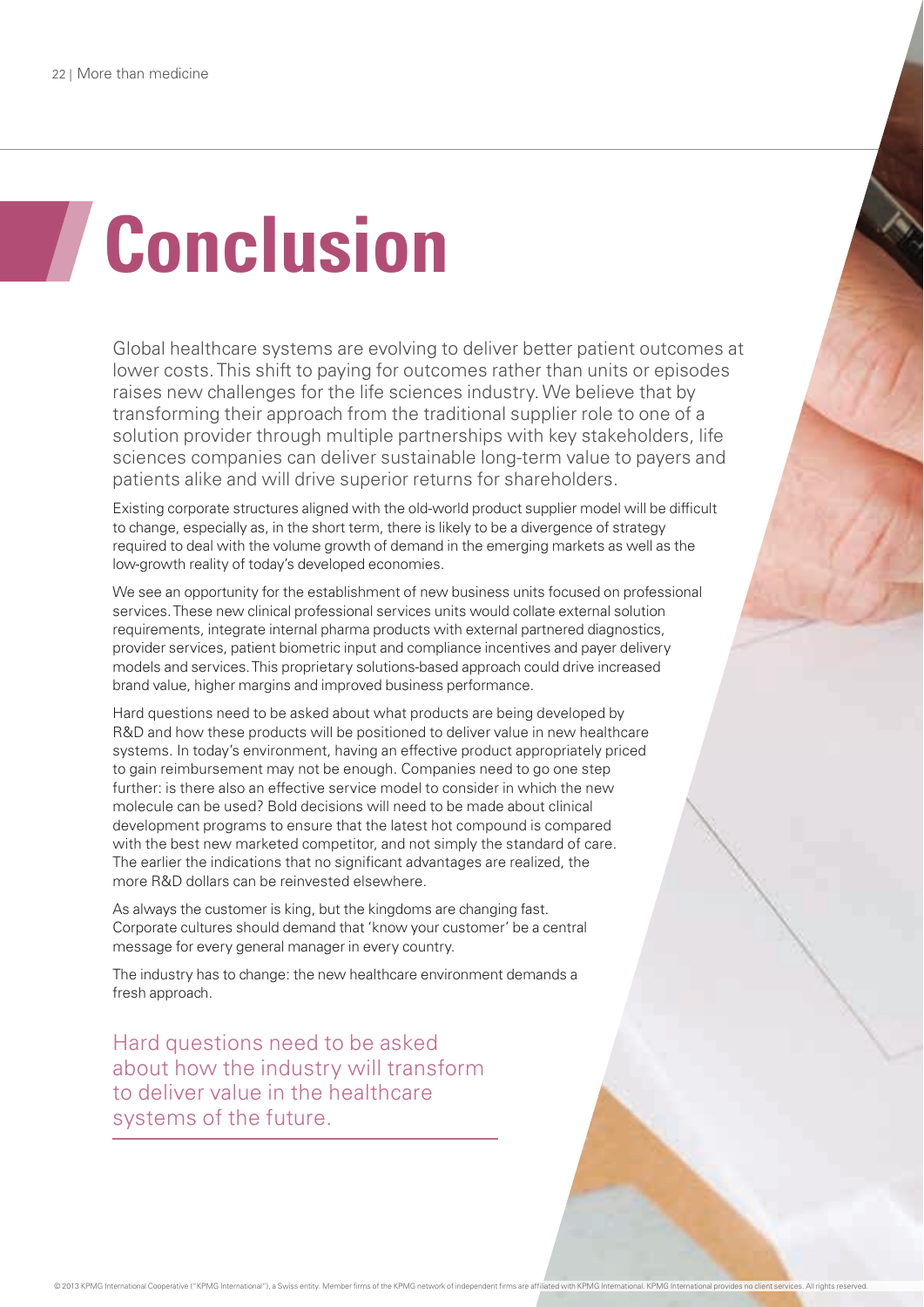# Conclusion

Global healthcare systems are evolving to deliver better patient outcomes at lower costs. This shift to paying for outcomes rather than units or episodes raises new challenges for the life sciences industry. We believe that by transforming their approach from the traditional supplier role to one of a solution provider through multiple partnerships with key stakeholders, life sciences companies can deliver sustainable long-term value to payers and patients alike and will drive superior returns for shareholders.

Existing corporate structures aligned with the old-world product supplier model will be difficult to change, especially as, in the short term, there is likely to be a divergence of strategy required to deal with the volume growth of demand in the emerging markets as well as the low-growth reality of today's developed economies.

We see an opportunity for the establishment of new business units focused on professional services. These new clinical professional services units would collate external solution requirements, integrate internal pharma products with external partnered diagnostics, provider services, patient biometric input and compliance incentives and payer delivery models and services. This proprietary solutions-based approach could drive increased brand value, higher margins and improved business performance.

Hard questions need to be asked about what products are being developed by R&D and how these products will be positioned to deliver value in new healthcare systems. In today's environment, having an effective product appropriately priced to gain reimbursement may not be enough. Companies need to go one step further: is there also an effective service model to consider in which the new molecule can be used? Bold decisions will need to be made about clinical development programs to ensure that the latest hot compound is compared with the best new marketed competitor, and not simply the standard of care. The earlier the indications that no significant advantages are realized, the more R&D dollars can be reinvested elsewhere.

As always the customer is king, but the kingdoms are changing fast. Corporate cultures should demand that 'know your customer' be a central message for every general manager in every country.

The industry has to change: the new healthcare environment demands a fresh approach.

Hard questions need to be asked about how the industry will transform to deliver value in the healthcare systems of the future.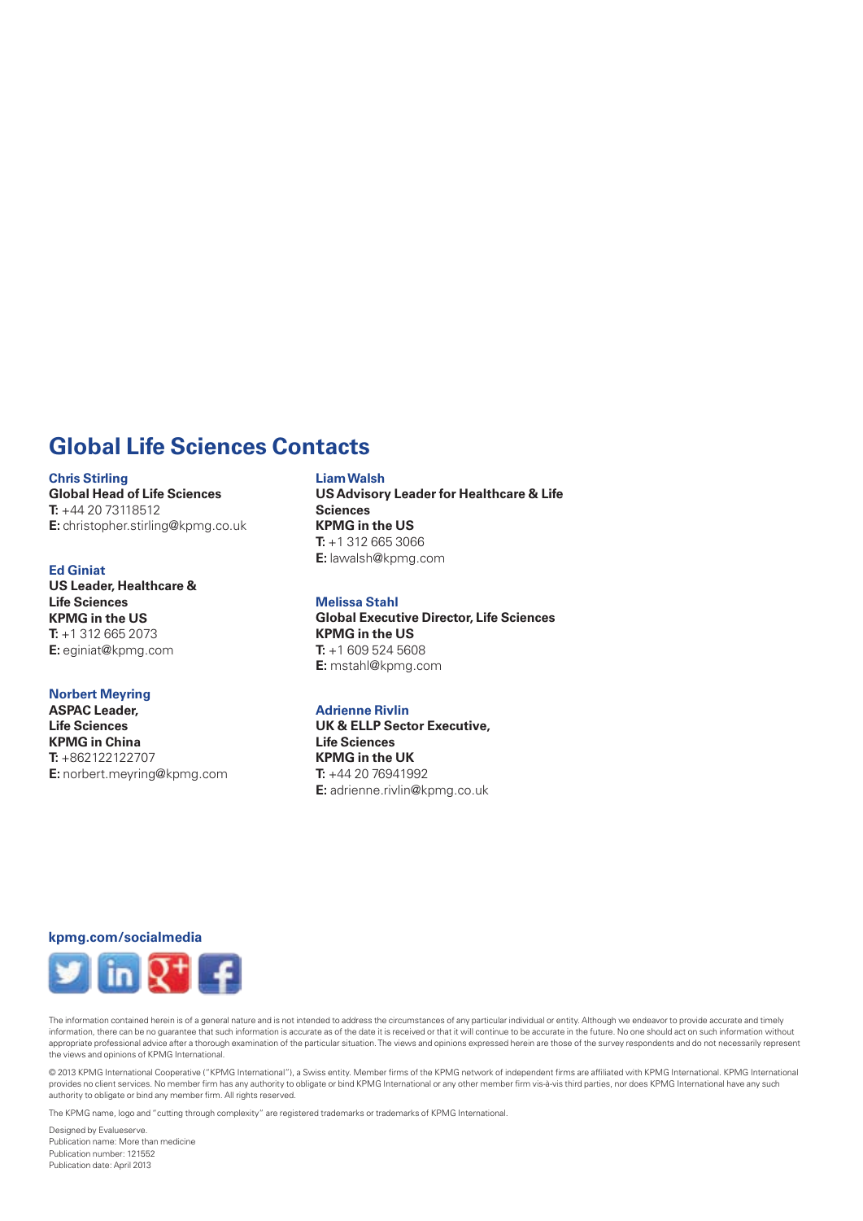## Global Life Sciences Contacts

**Chris Stirling**
**Global Head of Life Sciences**
**T:** +44 20 73118512
**E:** christopher.stirling@kpmg.co.uk

**Ed Giniat**
**US Leader, Healthcare & Life Sciences**
**KPMG in the US**
**T:** +1 312 665 2073
**E:** eginiat@kpmg.com

**Norbert Meyring**
**ASPAC Leader, Life Sciences**
**KPMG in China**
**T:** +862122122707
**E:** norbert.meyring@kpmg.com

**Liam Walsh**
**US Advisory Leader for Healthcare & Life Sciences**
**KPMG in the US**
**T:** +1 312 665 3066
**E:** lawalsh@kpmg.com

**Melissa Stahl**
**Global Executive Director, Life Sciences**
**KPMG in the US**
**T:** +1 609 524 5608
**E:** mstahl@kpmg.com

**Adrienne Rivlin**
**UK & ELLP Sector Executive, Life Sciences**
**KPMG in the UK**
**T:** +44 20 76941992
**E:** adrienne.rivlin@kpmg.co.uk

**kpmg.com/socialmedia**

The information contained herein is of a general nature and is not intended to address the circumstances of any particular individual or entity. Although we endeavor to provide accurate and timely information, there can be no guarantee that such information is accurate as of the date it is received or that it will continue to be accurate in the future. No one should act on such information without appropriate professional advice after a thorough examination of the particular situation. The views and opinions expressed herein are those of the survey respondents and do not necessarily represent the views and opinions of KPMG International.

© 2013 KPMG International Cooperative ("KPMG International"), a Swiss entity. Member firms of the KPMG network of independent firms are affiliated with KPMG International. KPMG International provides no client services. No member firm has any authority to obligate or bind KPMG International or any other member firm vis-à-vis third parties, nor does KPMG International have any such authority to obligate or bind any member firm. All rights reserved.

The KPMG name, logo and "cutting through complexity" are registered trademarks or trademarks of KPMG International.

Designed by Evalueserve.
Publication name: More than medicine
Publication number: 121552
Publication date: April 2013